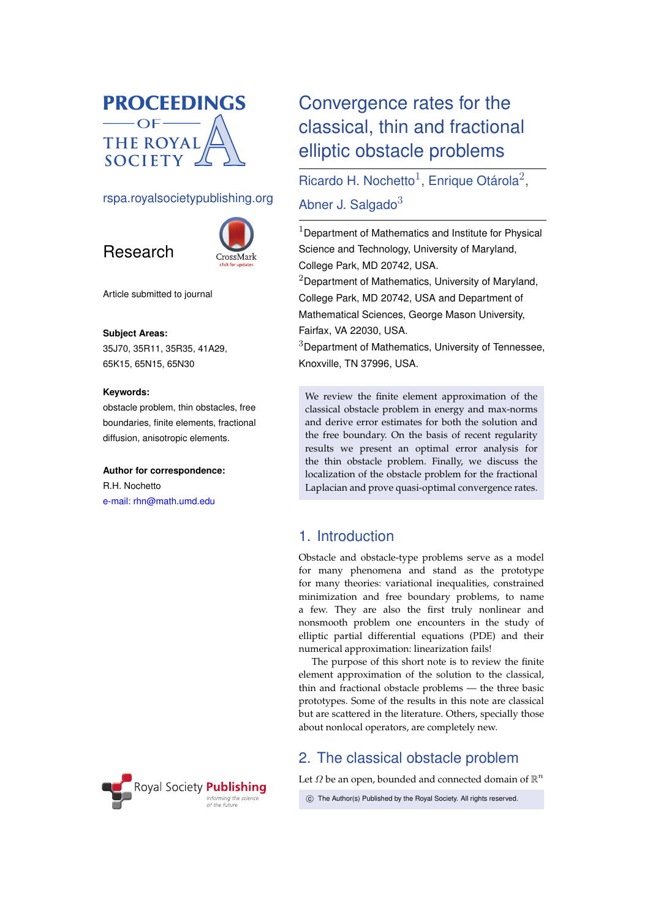# Convergence rates for the classical, thin and fractional elliptic obstacle problems

Ricardo H. Nochetto[1], Enrique Otárola[2], Abner J. Salgado[3]

[1]Department of Mathematics and Institute for Physical Science and Technology, University of Maryland, College Park, MD 20742, USA.
[2]Department of Mathematics, University of Maryland, College Park, MD 20742, USA and Department of Mathematical Sciences, George Mason University, Fairfax, VA 22030, USA.
[3]Department of Mathematics, University of Tennessee, Knoxville, TN 37996, USA.

Research

Article submitted to journal

**Subject Areas:**
35J70, 35R11, 35R35, 41A29, 65K15, 65N15, 65N30

**Keywords:**
obstacle problem, thin obstacles, free boundaries, finite elements, fractional diffusion, anisotropic elements.

**Author for correspondence:**
R.H. Nochetto
e-mail: rhn@math.umd.edu

We review the finite element approximation of the classical obstacle problem in energy and max-norms and derive error estimates for both the solution and the free boundary. On the basis of recent regularity results we present an optimal error analysis for the thin obstacle problem. Finally, we discuss the localization of the obstacle problem for the fractional Laplacian and prove quasi-optimal convergence rates.

## 1. Introduction

Obstacle and obstacle-type problems serve as a model for many phenomena and stand as the prototype for many theories: variational inequalities, constrained minimization and free boundary problems, to name a few. They are also the first truly nonlinear and nonsmooth problem one encounters in the study of elliptic partial differential equations (PDE) and their numerical approximation: linearization fails!

The purpose of this short note is to review the finite element approximation of the solution to the classical, thin and fractional obstacle problems — the three basic prototypes. Some of the results in this note are classical but are scattered in the literature. Others, specially those about nonlocal operators, are completely new.

## 2. The classical obstacle problem

Let $\Omega$ be an open, bounded and connected domain of $\mathbb{R}^n$

© The Author(s) Published by the Royal Society. All rights reserved.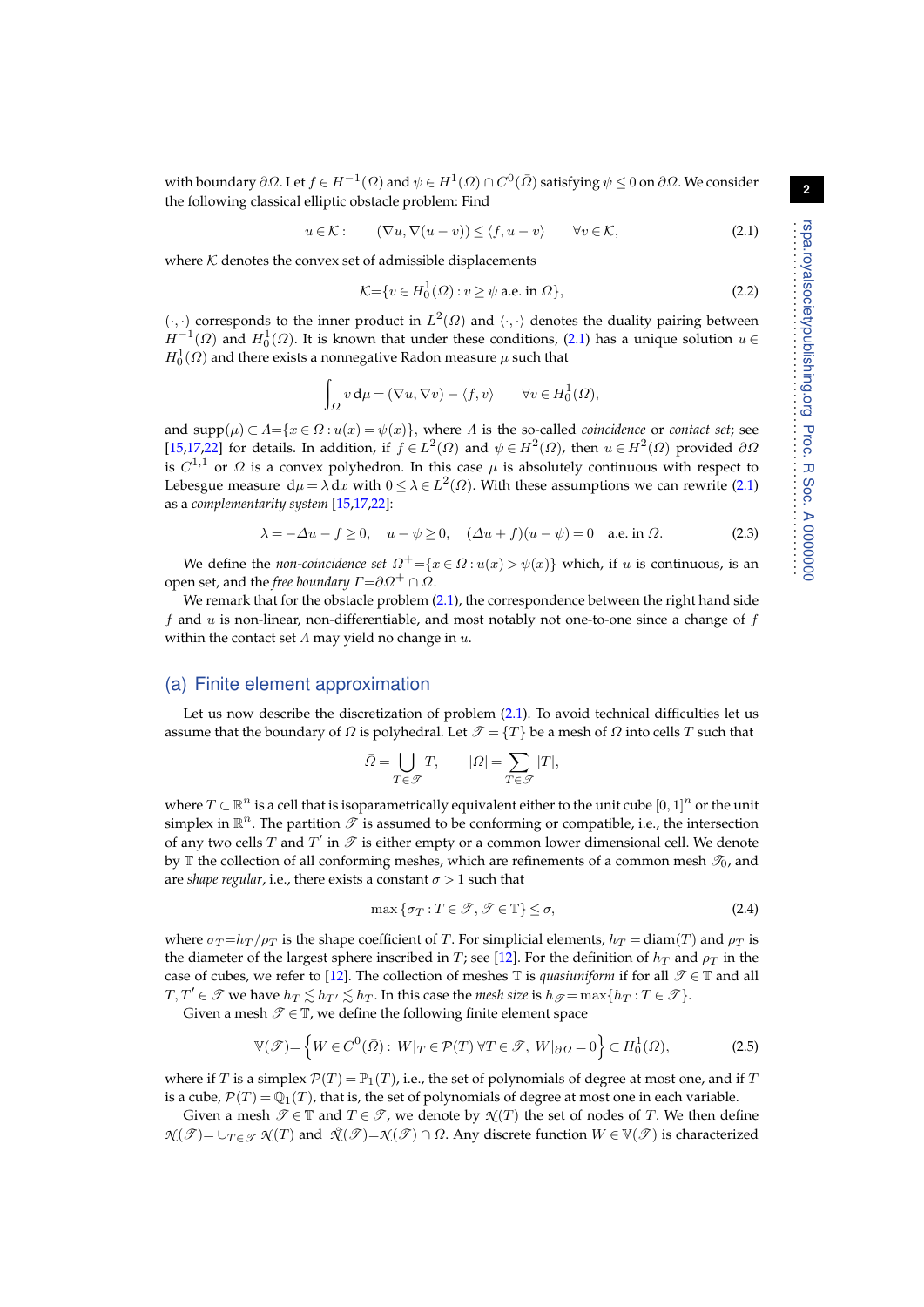with boundary $\partial\Omega$. Let $f \in H^{-1}(\Omega)$ and $\psi \in H^1(\Omega) \cap C^0(\bar{\Omega})$ satisfying $\psi \le 0$ on $\partial\Omega$. We consider the following classical elliptic obstacle problem: Find

$$u \in \mathcal{K}: \qquad (\nabla u, \nabla(u-v)) \le \langle f, u-v \rangle \qquad \forall v \in \mathcal{K}, \tag{2.1}$$

where $\mathcal{K}$ denotes the convex set of admissible displacements

$$\mathcal{K} = \{v \in H_0^1(\Omega) : v \ge \psi \text{ a.e. in } \Omega\}, \tag{2.2}$$

$(\cdot,\cdot)$ corresponds to the inner product in $L^2(\Omega)$ and $\langle \cdot,\cdot \rangle$ denotes the duality pairing between $H^{-1}(\Omega)$ and $H_0^1(\Omega)$. It is known that under these conditions, (2.1) has a unique solution $u \in H_0^1(\Omega)$ and there exists a nonnegative Radon measure $\mu$ such that

$$\int_\Omega v \,\mathrm{d}\mu = (\nabla u, \nabla v) - \langle f, v \rangle \qquad \forall v \in H_0^1(\Omega),$$

and $\mathrm{supp}(\mu) \subset \Lambda = \{x \in \Omega : u(x) = \psi(x)\}$, where $\Lambda$ is the so-called *coincidence* or *contact set*; see [15,17,22] for details. In addition, if $f \in L^2(\Omega)$ and $\psi \in H^2(\Omega)$, then $u \in H^2(\Omega)$ provided $\partial\Omega$ is $C^{1,1}$ or $\Omega$ is a convex polyhedron. In this case $\mu$ is absolutely continuous with respect to Lebesgue measure $\mathrm{d}\mu = \lambda\,\mathrm{d}x$ with $0 \le \lambda \in L^2(\Omega)$. With these assumptions we can rewrite (2.1) as a *complementarity system* [15,17,22]:

$$\lambda = -\Delta u - f \ge 0, \quad u - \psi \ge 0, \quad (\Delta u + f)(u - \psi) = 0 \quad \text{a.e. in } \Omega. \tag{2.3}$$

We define the *non-coincidence set* $\Omega^+ = \{x \in \Omega : u(x) > \psi(x)\}$ which, if $u$ is continuous, is an open set, and the *free boundary* $\Gamma = \partial\Omega^+ \cap \Omega$.

We remark that for the obstacle problem (2.1), the correspondence between the right hand side $f$ and $u$ is non-linear, non-differentiable, and most notably not one-to-one since a change of $f$ within the contact set $\Lambda$ may yield no change in $u$.

## (a) Finite element approximation

Let us now describe the discretization of problem (2.1). To avoid technical difficulties let us assume that the boundary of $\Omega$ is polyhedral. Let $\mathscr{T} = \{T\}$ be a mesh of $\Omega$ into cells $T$ such that

$$\bar{\Omega} = \bigcup_{T \in \mathscr{T}} T, \qquad |\Omega| = \sum_{T \in \mathscr{T}} |T|,$$

where $T \subset \mathbb{R}^n$ is a cell that is isoparametrically equivalent either to the unit cube $[0,1]^n$ or the unit simplex in $\mathbb{R}^n$. The partition $\mathscr{T}$ is assumed to be conforming or compatible, i.e., the intersection of any two cells $T$ and $T'$ in $\mathscr{T}$ is either empty or a common lower dimensional cell. We denote by $\mathbb{T}$ the collection of all conforming meshes, which are refinements of a common mesh $\mathscr{T}_0$, and are *shape regular*, i.e., there exists a constant $\sigma > 1$ such that

$$\max\{\sigma_T : T \in \mathscr{T}, \mathscr{T} \in \mathbb{T}\} \le \sigma, \tag{2.4}$$

where $\sigma_T = h_T/\rho_T$ is the shape coefficient of $T$. For simplicial elements, $h_T = \mathrm{diam}(T)$ and $\rho_T$ is the diameter of the largest sphere inscribed in $T$; see [12]. For the definition of $h_T$ and $\rho_T$ in the case of cubes, we refer to [12]. The collection of meshes $\mathbb{T}$ is *quasiuniform* if for all $\mathscr{T} \in \mathbb{T}$ and all $T, T' \in \mathscr{T}$ we have $h_T \lesssim h_{T'} \lesssim h_T$. In this case the *mesh size* is $h_{\mathscr{T}} = \max\{h_T : T \in \mathscr{T}\}$.

Given a mesh $\mathscr{T} \in \mathbb{T}$, we define the following finite element space

$$\mathbb{V}(\mathscr{T}) = \left\{ W \in C^0(\bar{\Omega}) : \; W|_T \in \mathcal{P}(T) \; \forall T \in \mathscr{T}, \; W|_{\partial\Omega} = 0 \right\} \subset H_0^1(\Omega), \tag{2.5}$$

where if $T$ is a simplex $\mathcal{P}(T) = \mathbb{P}_1(T)$, i.e., the set of polynomials of degree at most one, and if $T$ is a cube, $\mathcal{P}(T) = \mathbb{Q}_1(T)$, that is, the set of polynomials of degree at most one in each variable.

Given a mesh $\mathscr{T} \in \mathbb{T}$ and $T \in \mathscr{T}$, we denote by $\mathcal{N}(T)$ the set of nodes of $T$. We then define $\mathcal{N}(\mathscr{T}) = \cup_{T \in \mathscr{T}} \mathcal{N}(T)$ and $\mathring{\mathcal{N}}(\mathscr{T}) = \mathcal{N}(\mathscr{T}) \cap \Omega$. Any discrete function $W \in \mathbb{V}(\mathscr{T})$ is characterized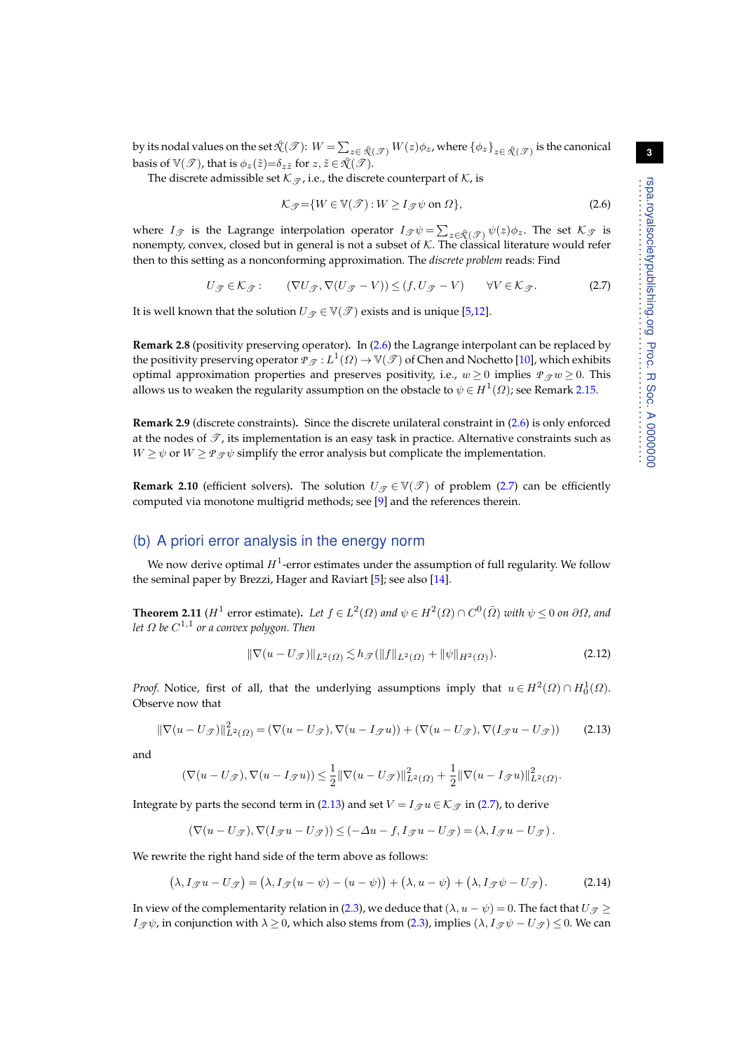by its nodal values on the set $\mathring{\mathcal{N}}(\mathscr{T})$: $W = \sum_{z\in\mathring{\mathcal{N}}(\mathscr{T})} W(z)\phi_z$, where $\{\phi_z\}_{z\in\mathring{\mathcal{N}}(\mathscr{T})}$ is the canonical basis of $\mathbb{V}(\mathscr{T})$, that is $\phi_z(\tilde z)=\delta_{z\tilde z}$ for $z, \tilde z \in \mathring{\mathcal{N}}(\mathscr{T})$.

The discrete admissible set $\mathcal{K}_{\mathscr{T}}$, i.e., the discrete counterpart of $\mathcal{K}$, is

$$
\mathcal{K}_{\mathscr{T}} = \{W \in \mathbb{V}(\mathscr{T}) : W \geq I_{\mathscr{T}}\psi \text{ on } \Omega\}, \tag{2.6}
$$

where $I_{\mathscr{T}}$ is the Lagrange interpolation operator $I_{\mathscr{T}}\psi = \sum_{z\in\mathring{\mathcal{N}}(\mathscr{T})} \psi(z)\phi_z$. The set $\mathcal{K}_{\mathscr{T}}$ is nonempty, convex, closed but in general is not a subset of $\mathcal{K}$. The classical literature would refer then to this setting as a nonconforming approximation. The *discrete problem* reads: Find

$$
U_{\mathscr{T}} \in \mathcal{K}_{\mathscr{T}} : \qquad (\nabla U_{\mathscr{T}}, \nabla(U_{\mathscr{T}} - V)) \leq (f, U_{\mathscr{T}} - V) \qquad \forall V \in \mathcal{K}_{\mathscr{T}}. \tag{2.7}
$$

It is well known that the solution $U_{\mathscr{T}} \in \mathbb{V}(\mathscr{T})$ exists and is unique [5,12].

**Remark 2.8** (positivity preserving operator). In (2.6) the Lagrange interpolant can be replaced by the positivity preserving operator $\mathcal{P}_{\mathscr{T}} : L^1(\Omega) \to \mathbb{V}(\mathscr{T})$ of Chen and Nochetto [10], which exhibits optimal approximation properties and preserves positivity, i.e., $w \geq 0$ implies $\mathcal{P}_{\mathscr{T}} w \geq 0$. This allows us to weaken the regularity assumption on the obstacle to $\psi \in H^1(\Omega)$; see Remark 2.15.

**Remark 2.9** (discrete constraints). Since the discrete unilateral constraint in (2.6) is only enforced at the nodes of $\mathscr{T}$, its implementation is an easy task in practice. Alternative constraints such as $W \geq \psi$ or $W \geq \mathcal{P}_{\mathscr{T}}\psi$ simplify the error analysis but complicate the implementation.

**Remark 2.10** (efficient solvers). The solution $U_{\mathscr{T}} \in \mathbb{V}(\mathscr{T})$ of problem (2.7) can be efficiently computed via monotone multigrid methods; see [9] and the references therein.

## (b) A priori error analysis in the energy norm

We now derive optimal $H^1$-error estimates under the assumption of full regularity. We follow the seminal paper by Brezzi, Hager and Raviart [5]; see also [14].

**Theorem 2.11** ($H^1$ error estimate). *Let $f \in L^2(\Omega)$ and $\psi \in H^2(\Omega) \cap C^0(\bar\Omega)$ with $\psi \leq 0$ on $\partial\Omega$, and let $\Omega$ be $C^{1,1}$ or a convex polygon. Then*

$$
\|\nabla(u - U_{\mathscr{T}})\|_{L^2(\Omega)} \lesssim h_{\mathscr{T}}(\|f\|_{L^2(\Omega)} + \|\psi\|_{H^2(\Omega)}). \tag{2.12}
$$

*Proof.* Notice, first of all, that the underlying assumptions imply that $u \in H^2(\Omega) \cap H^1_0(\Omega)$. Observe now that

$$
\|\nabla(u - U_{\mathscr{T}})\|^2_{L^2(\Omega)} = (\nabla(u - U_{\mathscr{T}}), \nabla(u - I_{\mathscr{T}}u)) + (\nabla(u - U_{\mathscr{T}}), \nabla(I_{\mathscr{T}}u - U_{\mathscr{T}})) \tag{2.13}
$$

and

$$
(\nabla(u - U_{\mathscr{T}}), \nabla(u - I_{\mathscr{T}}u)) \leq \frac{1}{2}\|\nabla(u - U_{\mathscr{T}})\|^2_{L^2(\Omega)} + \frac{1}{2}\|\nabla(u - I_{\mathscr{T}}u)\|^2_{L^2(\Omega)}.
$$

Integrate by parts the second term in (2.13) and set $V = I_{\mathscr{T}}u \in \mathcal{K}_{\mathscr{T}}$ in (2.7), to derive

$$
(\nabla(u - U_{\mathscr{T}}), \nabla(I_{\mathscr{T}}u - U_{\mathscr{T}})) \leq (-\Delta u - f, I_{\mathscr{T}}u - U_{\mathscr{T}}) = (\lambda, I_{\mathscr{T}}u - U_{\mathscr{T}}).
$$

We rewrite the right hand side of the term above as follows:

$$
(\lambda, I_{\mathscr{T}}u - U_{\mathscr{T}}) = (\lambda, I_{\mathscr{T}}(u - \psi) - (u - \psi)) + (\lambda, u - \psi) + (\lambda, I_{\mathscr{T}}\psi - U_{\mathscr{T}}). \tag{2.14}
$$

In view of the complementarity relation in (2.3), we deduce that $(\lambda, u - \psi) = 0$. The fact that $U_{\mathscr{T}} \geq I_{\mathscr{T}}\psi$, in conjunction with $\lambda \geq 0$, which also stems from (2.3), implies $(\lambda, I_{\mathscr{T}}\psi - U_{\mathscr{T}}) \leq 0$. We can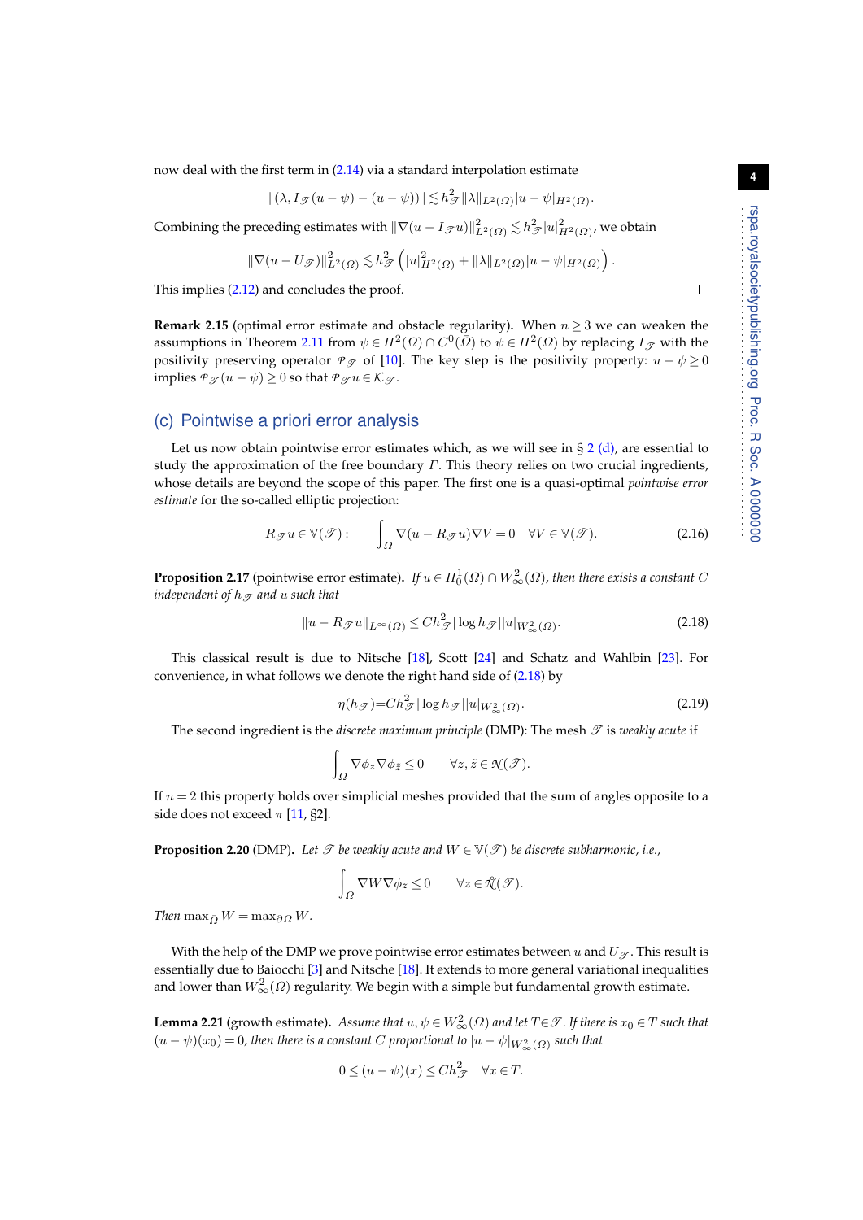now deal with the first term in (2.14) via a standard interpolation estimate

$$|\,(\lambda, I_{\mathscr{T}}(u-\psi)-(u-\psi))\,| \lesssim h_{\mathscr{T}}^2 \|\lambda\|_{L^2(\Omega)} |u-\psi|_{H^2(\Omega)}.$$

Combining the preceding estimates with $\|\nabla(u-I_{\mathscr{T}}u)\|_{L^2(\Omega)}^2 \lesssim h_{\mathscr{T}}^2 |u|_{H^2(\Omega)}^2$, we obtain

$$\|\nabla(u-U_{\mathscr{T}})\|_{L^2(\Omega)}^2 \lesssim h_{\mathscr{T}}^2 \left( |u|_{H^2(\Omega)}^2 + \|\lambda\|_{L^2(\Omega)} |u-\psi|_{H^2(\Omega)} \right).$$

This implies (2.12) and concludes the proof. □

**Remark 2.15** (optimal error estimate and obstacle regularity). When $n \geq 3$ we can weaken the assumptions in Theorem 2.11 from $\psi \in H^2(\Omega) \cap C^0(\bar{\Omega})$ to $\psi \in H^2(\Omega)$ by replacing $I_{\mathscr{T}}$ with the positivity preserving operator $P_{\mathscr{T}}$ of [10]. The key step is the positivity property: $u-\psi \geq 0$ implies $P_{\mathscr{T}}(u-\psi) \geq 0$ so that $P_{\mathscr{T}} u \in \mathcal{K}_{\mathscr{T}}$.

## (c) Pointwise a priori error analysis

Let us now obtain pointwise error estimates which, as we will see in § 2 (d), are essential to study the approximation of the free boundary $\Gamma$. This theory relies on two crucial ingredients, whose details are beyond the scope of this paper. The first one is a quasi-optimal *pointwise error estimate* for the so-called elliptic projection:

$$R_{\mathscr{T}} u \in \mathbb{V}(\mathscr{T}): \qquad \int_\Omega \nabla(u - R_{\mathscr{T}} u) \nabla V = 0 \quad \forall V \in \mathbb{V}(\mathscr{T}). \tag{2.16}$$

**Proposition 2.17** (pointwise error estimate). *If $u \in H_0^1(\Omega) \cap W_\infty^2(\Omega)$, then there exists a constant $C$ independent of $h_{\mathscr{T}}$ and $u$ such that*

$$\|u - R_{\mathscr{T}} u\|_{L^\infty(\Omega)} \leq C h_{\mathscr{T}}^2 |\log h_{\mathscr{T}}| |u|_{W_\infty^2(\Omega)}. \tag{2.18}$$

This classical result is due to Nitsche [18], Scott [24] and Schatz and Wahlbin [23]. For convenience, in what follows we denote the right hand side of (2.18) by

$$\eta(h_{\mathscr{T}}) = C h_{\mathscr{T}}^2 |\log h_{\mathscr{T}}| |u|_{W_\infty^2(\Omega)}. \tag{2.19}$$

The second ingredient is the *discrete maximum principle* (DMP): The mesh $\mathscr{T}$ is *weakly acute* if

$$\int_\Omega \nabla\phi_z \nabla\phi_{\tilde{z}} \leq 0 \qquad \forall z, \tilde{z} \in \mathcal{N}(\mathscr{T}).$$

If $n = 2$ this property holds over simplicial meshes provided that the sum of angles opposite to a side does not exceed $\pi$ [11, §2].

**Proposition 2.20** (DMP). *Let $\mathscr{T}$ be weakly acute and $W \in \mathbb{V}(\mathscr{T})$ be discrete subharmonic, i.e.,*

$$\int_\Omega \nabla W \nabla \phi_z \leq 0 \qquad \forall z \in \mathring{\mathcal{N}}(\mathscr{T}).$$

*Then* $\max_{\bar{\Omega}} W = \max_{\partial\Omega} W$.

With the help of the DMP we prove pointwise error estimates between $u$ and $U_{\mathscr{T}}$. This result is essentially due to Baiocchi [3] and Nitsche [18]. It extends to more general variational inequalities and lower than $W_\infty^2(\Omega)$ regularity. We begin with a simple but fundamental growth estimate.

**Lemma 2.21** (growth estimate). *Assume that $u, \psi \in W_\infty^2(\Omega)$ and let $T \in \mathscr{T}$. If there is $x_0 \in T$ such that $(u-\psi)(x_0) = 0$, then there is a constant $C$ proportional to $|u-\psi|_{W_\infty^2(\Omega)}$ such that*

$$0 \leq (u-\psi)(x) \leq C h_{\mathscr{T}}^2 \quad \forall x \in T.$$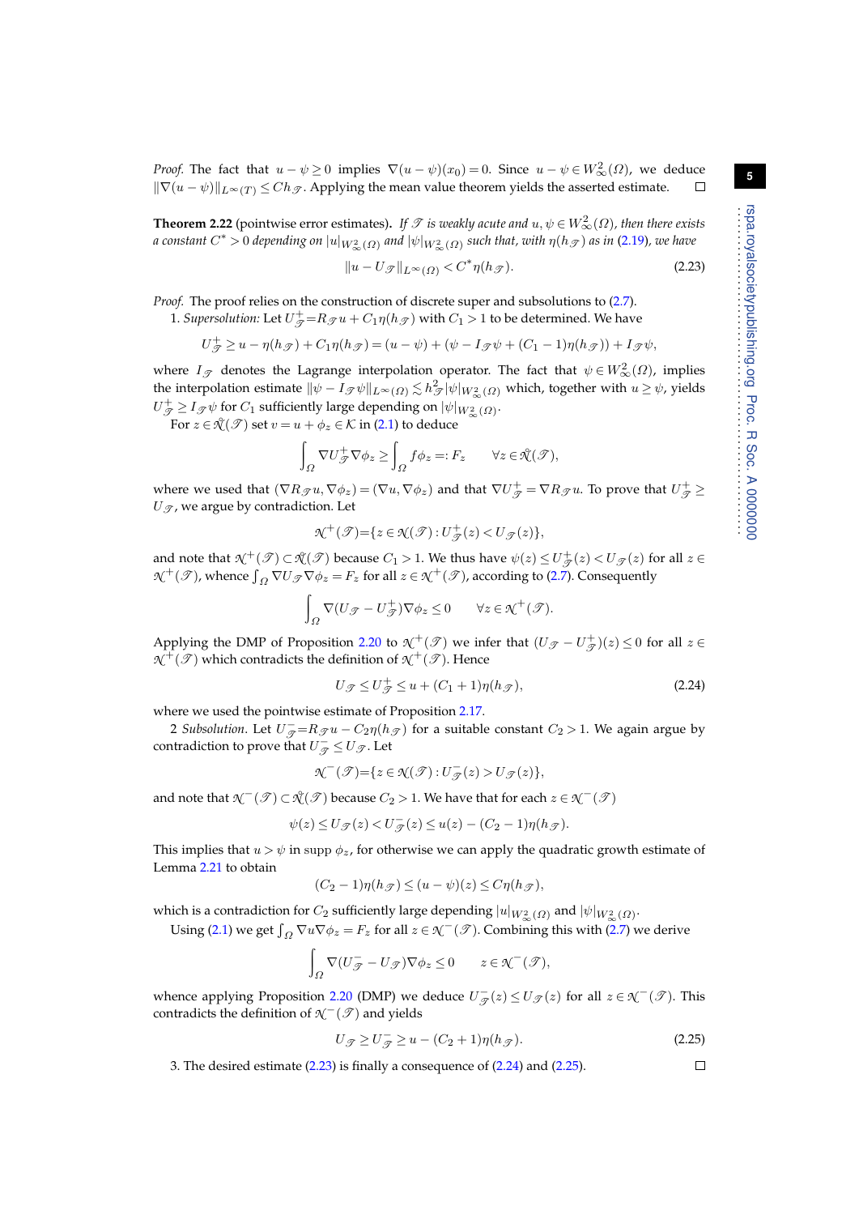*Proof.* The fact that $u-\psi\geq 0$ implies $\nabla(u-\psi)(x_0)=0$. Since $u-\psi\in W^2_\infty(\Omega)$, we deduce $\|\nabla(u-\psi)\|_{L^\infty(T)}\leq Ch_{\mathscr{T}}$. Applying the mean value theorem yields the asserted estimate. □

**Theorem 2.22** (pointwise error estimates). *If $\mathscr{T}$ is weakly acute and $u,\psi\in W^2_\infty(\Omega)$, then there exists a constant $C^*>0$ depending on $|u|_{W^2_\infty(\Omega)}$ and $|\psi|_{W^2_\infty(\Omega)}$ such that, with $\eta(h_{\mathscr{T}})$ as in (2.19), we have*

$$\|u-U_{\mathscr{T}}\|_{L^\infty(\Omega)}<C^*\eta(h_{\mathscr{T}}). \tag{2.23}$$

*Proof.* The proof relies on the construction of discrete super and subsolutions to (2.7).

1. *Supersolution:* Let $U^+_{\mathscr{T}}=R_{\mathscr{T}}u+C_1\eta(h_{\mathscr{T}})$ with $C_1>1$ to be determined. We have

$$U^+_{\mathscr{T}}\geq u-\eta(h_{\mathscr{T}})+C_1\eta(h_{\mathscr{T}})=(u-\psi)+(\psi-I_{\mathscr{T}}\psi+(C_1-1)\eta(h_{\mathscr{T}}))+I_{\mathscr{T}}\psi,$$

where $I_{\mathscr{T}}$ denotes the Lagrange interpolation operator. The fact that $\psi\in W^2_\infty(\Omega)$, implies the interpolation estimate $\|\psi-I_{\mathscr{T}}\psi\|_{L^\infty(\Omega)}\lesssim h^2_{\mathscr{T}}|\psi|_{W^2_\infty(\Omega)}$ which, together with $u\geq\psi$, yields $U^+_{\mathscr{T}}\geq I_{\mathscr{T}}\psi$ for $C_1$ sufficiently large depending on $|\psi|_{W^2_\infty(\Omega)}$.

For $z\in\mathring{\mathcal{N}}(\mathscr{T})$ set $v=u+\phi_z\in\mathcal{K}$ in (2.1) to deduce

$$\int_\Omega\nabla U^+_{\mathscr{T}}\nabla\phi_z\geq\int_\Omega f\phi_z=:F_z\qquad\forall z\in\mathring{\mathcal{N}}(\mathscr{T}),$$

where we used that $(\nabla R_{\mathscr{T}}u,\nabla\phi_z)=(\nabla u,\nabla\phi_z)$ and that $\nabla U^+_{\mathscr{T}}=\nabla R_{\mathscr{T}}u$. To prove that $U^+_{\mathscr{T}}\geq U_{\mathscr{T}}$, we argue by contradiction. Let

$$\mathcal{N}^+(\mathscr{T})=\{z\in\mathcal{N}(\mathscr{T}):U^+_{\mathscr{T}}(z)<U_{\mathscr{T}}(z)\},$$

and note that $\mathcal{N}^+(\mathscr{T})\subset\mathring{\mathcal{N}}(\mathscr{T})$ because $C_1>1$. We thus have $\psi(z)\leq U^+_{\mathscr{T}}(z)<U_{\mathscr{T}}(z)$ for all $z\in\mathcal{N}^+(\mathscr{T})$, whence $\int_\Omega\nabla U_{\mathscr{T}}\nabla\phi_z=F_z$ for all $z\in\mathcal{N}^+(\mathscr{T})$, according to (2.7). Consequently

$$\int_\Omega\nabla(U_{\mathscr{T}}-U^+_{\mathscr{T}})\nabla\phi_z\leq 0\qquad\forall z\in\mathcal{N}^+(\mathscr{T}).$$

Applying the DMP of Proposition 2.20 to $\mathcal{N}^+(\mathscr{T})$ we infer that $(U_{\mathscr{T}}-U^+_{\mathscr{T}})(z)\leq 0$ for all $z\in\mathcal{N}^+(\mathscr{T})$ which contradicts the definition of $\mathcal{N}^+(\mathscr{T})$. Hence

$$U_{\mathscr{T}}\leq U^+_{\mathscr{T}}\leq u+(C_1+1)\eta(h_{\mathscr{T}}), \tag{2.24}$$

where we used the pointwise estimate of Proposition 2.17.

2 *Subsolution.* Let $U^-_{\mathscr{T}}=R_{\mathscr{T}}u-C_2\eta(h_{\mathscr{T}})$ for a suitable constant $C_2>1$. We again argue by contradiction to prove that $U^-_{\mathscr{T}}\leq U_{\mathscr{T}}$. Let

$$\mathcal{N}^-(\mathscr{T})=\{z\in\mathcal{N}(\mathscr{T}):U^-_{\mathscr{T}}(z)>U_{\mathscr{T}}(z)\},$$

and note that $\mathcal{N}^-(\mathscr{T})\subset\mathring{\mathcal{N}}(\mathscr{T})$ because $C_2>1$. We have that for each $z\in\mathcal{N}^-(\mathscr{T})$

$$\psi(z)\leq U_{\mathscr{T}}(z)<U^-_{\mathscr{T}}(z)\leq u(z)-(C_2-1)\eta(h_{\mathscr{T}}).$$

This implies that $u>\psi$ in supp $\phi_z$, for otherwise we can apply the quadratic growth estimate of Lemma 2.21 to obtain

$$(C_2-1)\eta(h_{\mathscr{T}})\leq(u-\psi)(z)\leq C\eta(h_{\mathscr{T}}),$$

which is a contradiction for $C_2$ sufficiently large depending $|u|_{W^2_\infty(\Omega)}$ and $|\psi|_{W^2_\infty(\Omega)}$.

Using (2.1) we get $\int_\Omega\nabla u\nabla\phi_z=F_z$ for all $z\in\mathcal{N}^-(\mathscr{T})$. Combining this with (2.7) we derive

$$\int_\Omega\nabla(U^-_{\mathscr{T}}-U_{\mathscr{T}})\nabla\phi_z\leq 0\qquad z\in\mathcal{N}^-(\mathscr{T}),$$

whence applying Proposition 2.20 (DMP) we deduce $U^-_{\mathscr{T}}(z)\leq U_{\mathscr{T}}(z)$ for all $z\in\mathcal{N}^-(\mathscr{T})$. This contradicts the definition of $\mathcal{N}^-(\mathscr{T})$ and yields

$$U_{\mathscr{T}}\geq U^-_{\mathscr{T}}\geq u-(C_2+1)\eta(h_{\mathscr{T}}). \tag{2.25}$$

3. The desired estimate (2.23) is finally a consequence of (2.24) and (2.25). □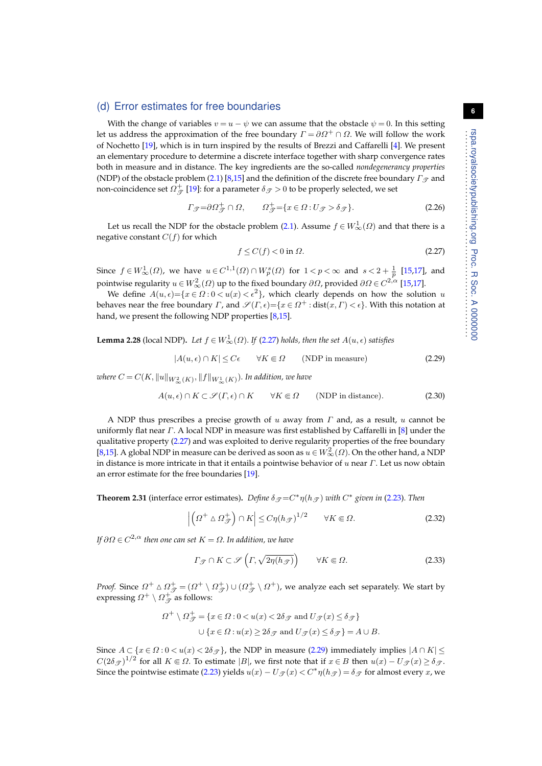### (d) Error estimates for free boundaries

With the change of variables $v = u - \psi$ we can assume that the obstacle $\psi = 0$. In this setting let us address the approximation of the free boundary $\Gamma = \partial\Omega^+ \cap \Omega$. We will follow the work of Nochetto [19], which is in turn inspired by the results of Brezzi and Caffarelli [4]. We present an elementary procedure to determine a discrete interface together with sharp convergence rates both in measure and in distance. The key ingredients are the so-called *nondegenerancy properties* (NDP) of the obstacle problem (2.1) [8,15] and the definition of the discrete free boundary $\Gamma_{\mathscr{T}}$ and non-coincidence set $\Omega^+_{\mathscr{T}}$ [19]: for a parameter $\delta_{\mathscr{T}} > 0$ to be properly selected, we set

$$\Gamma_{\mathscr{T}} = \partial\Omega^+_{\mathscr{T}} \cap \Omega, \qquad \Omega^+_{\mathscr{T}} = \{x \in \Omega : U_{\mathscr{T}} > \delta_{\mathscr{T}}\}. \tag{2.26}$$

Let us recall the NDP for the obstacle problem (2.1). Assume $f \in W^1_\infty(\Omega)$ and that there is a negative constant $C(f)$ for which

$$f \leq C(f) < 0 \text{ in } \Omega. \tag{2.27}$$

Since $f \in W^1_\infty(\Omega)$, we have $u \in C^{1,1}(\Omega) \cap W^s_p(\Omega)$ for $1 < p < \infty$ and $s < 2 + \frac{1}{p}$ [15,17], and pointwise regularity $u \in W^2_\infty(\Omega)$ up to the fixed boundary $\partial\Omega$, provided $\partial\Omega \in C^{2,\alpha}$ [15,17].

We define $A(u, \epsilon) = \{x \in \Omega : 0 < u(x) < \epsilon^2\}$, which clearly depends on how the solution $u$ behaves near the free boundary $\Gamma$, and $\mathscr{S}(\Gamma, \epsilon) = \{x \in \Omega^+ : \operatorname{dist}(x, \Gamma) < \epsilon\}$. With this notation at hand, we present the following NDP properties [8,15].

**Lemma 2.28** (local NDP). *Let $f \in W^1_\infty(\Omega)$. If (2.27) holds, then the set $A(u, \epsilon)$ satisfies*

$$|A(u, \epsilon) \cap K| \leq C\epsilon \qquad \forall K \Subset \Omega \qquad \text{(NDP in measure)} \tag{2.29}$$

*where $C = C(K, \|u\|_{W^2_\infty(K)}, \|f\|_{W^1_\infty(K)})$. In addition, we have*

$$A(u, \epsilon) \cap K \subset \mathscr{S}(\Gamma, \epsilon) \cap K \qquad \forall K \Subset \Omega \qquad \text{(NDP in distance)}. \tag{2.30}$$

A NDP thus prescribes a precise growth of $u$ away from $\Gamma$ and, as a result, $u$ cannot be uniformly flat near $\Gamma$. A local NDP in measure was first established by Caffarelli in [8] under the qualitative property (2.27) and was exploited to derive regularity properties of the free boundary [8,15]. A global NDP in measure can be derived as soon as $u \in W^2_\infty(\Omega)$. On the other hand, a NDP in distance is more intricate in that it entails a pointwise behavior of $u$ near $\Gamma$. Let us now obtain an error estimate for the free boundaries [19].

**Theorem 2.31** (interface error estimates). *Define $\delta_{\mathscr{T}} = C^*\eta(h_{\mathscr{T}})$ with $C^*$ given in (2.23). Then*

$$\left|\left(\Omega^+ \vartriangle \Omega^+_{\mathscr{T}}\right) \cap K\right| \leq C\eta(h_{\mathscr{T}})^{1/2} \qquad \forall K \Subset \Omega. \tag{2.32}$$

*If $\partial\Omega \in C^{2,\alpha}$ then one can set $K = \Omega$. In addition, we have*

$$\Gamma_{\mathscr{T}} \cap K \subset \mathscr{S}\left(\Gamma, \sqrt{2\eta(h_{\mathscr{T}})}\right) \qquad \forall K \Subset \Omega. \tag{2.33}$$

*Proof.* Since $\Omega^+ \vartriangle \Omega^+_{\mathscr{T}} = (\Omega^+ \setminus \Omega^+_{\mathscr{T}}) \cup (\Omega^+_{\mathscr{T}} \setminus \Omega^+)$, we analyze each set separately. We start by expressing $\Omega^+ \setminus \Omega^+_{\mathscr{T}}$ as follows:

$$\begin{aligned}
\Omega^+ \setminus \Omega^+_{\mathscr{T}} &= \{x \in \Omega : 0 < u(x) < 2\delta_{\mathscr{T}} \text{ and } U_{\mathscr{T}}(x) \leq \delta_{\mathscr{T}}\} \\
&\quad \cup \{x \in \Omega : u(x) \geq 2\delta_{\mathscr{T}} \text{ and } U_{\mathscr{T}}(x) \leq \delta_{\mathscr{T}}\} = A \cup B.
\end{aligned}$$

Since $A \subset \{x \in \Omega : 0 < u(x) < 2\delta_{\mathscr{T}}\}$, the NDP in measure (2.29) immediately implies $|A \cap K| \leq C(2\delta_{\mathscr{T}})^{1/2}$ for all $K \Subset \Omega$. To estimate $|B|$, we first note that if $x \in B$ then $u(x) - U_{\mathscr{T}}(x) \geq \delta_{\mathscr{T}}$. Since the pointwise estimate (2.23) yields $u(x) - U_{\mathscr{T}}(x) < C^*\eta(h_{\mathscr{T}}) = \delta_{\mathscr{T}}$ for almost every $x$, we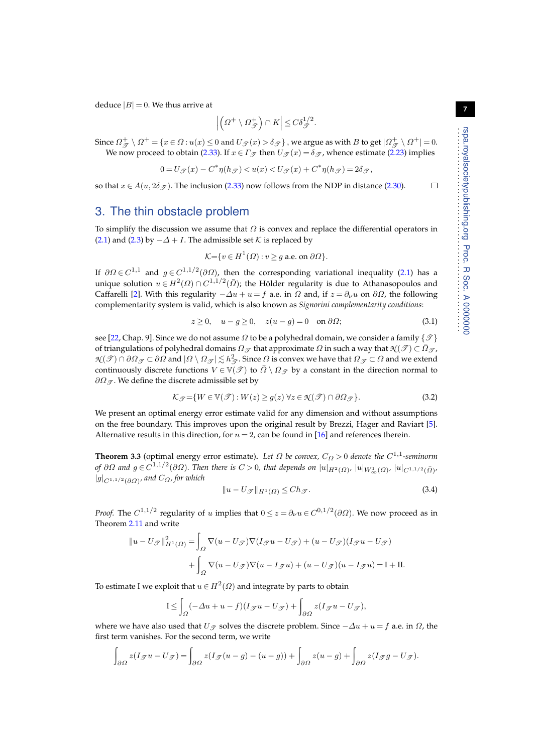deduce $|B| = 0$. We thus arrive at

$$\left|\left(\Omega^+ \setminus \Omega^+_{\mathscr{T}}\right) \cap K\right| \le C\delta_{\mathscr{T}}^{1/2}.$$

Since $\Omega^+_{\mathscr{T}} \setminus \Omega^+ = \{x \in \Omega : u(x) \le 0 \text{ and } U_{\mathscr{T}}(x) > \delta_{\mathscr{T}}\}$, we argue as with $B$ to get $|\Omega^+_{\mathscr{T}} \setminus \Omega^+| = 0$.

We now proceed to obtain (2.33). If $x \in \Gamma_{\mathscr{T}}$ then $U_{\mathscr{T}}(x) = \delta_{\mathscr{T}}$, whence estimate (2.23) implies

$$0 = U_{\mathscr{T}}(x) - C^*\eta(h_{\mathscr{T}}) < u(x) < U_{\mathscr{T}}(x) + C^*\eta(h_{\mathscr{T}}) = 2\delta_{\mathscr{T}},$$

so that $x \in A(u, 2\delta_{\mathscr{T}})$. The inclusion (2.33) now follows from the NDP in distance (2.30). □

## 3. The thin obstacle problem

To simplify the discussion we assume that $\Omega$ is convex and replace the differential operators in (2.1) and (2.3) by $-\Delta + I$. The admissible set $\mathcal{K}$ is replaced by

$$\mathcal{K} = \{v \in H^1(\Omega) : v \ge g \text{ a.e. on } \partial\Omega\}.$$

If $\partial\Omega \in C^{1,1}$ and $g \in C^{1,1/2}(\partial\Omega)$, then the corresponding variational inequality (2.1) has a unique solution $u \in H^2(\Omega) \cap C^{1,1/2}(\bar{\Omega})$; the Hölder regularity is due to Athanasopoulos and Caffarelli [2]. With this regularity $-\Delta u + u = f$ a.e. in $\Omega$ and, if $z = \partial_\nu u$ on $\partial\Omega$, the following complementarity system is valid, which is also known as *Signorini complementarity conditions*:

$$z \ge 0, \quad u - g \ge 0, \quad z(u - g) = 0 \quad \text{on } \partial\Omega; \tag{3.1}$$

see [22, Chap. 9]. Since we do not assume $\Omega$ to be a polyhedral domain, we consider a family $\{\mathscr{T}\}$ of triangulations of polyhedral domains $\Omega_{\mathscr{T}}$ that approximate $\Omega$ in such a way that $\mathcal{N}(\mathscr{T}) \subset \bar{\Omega}_{\mathscr{T}}$, $\mathcal{N}(\mathscr{T}) \cap \partial\Omega_{\mathscr{T}} \subset \partial\Omega$ and $|\Omega \setminus \Omega_{\mathscr{T}}| \lesssim h^2_{\mathscr{T}}$. Since $\Omega$ is convex we have that $\Omega_{\mathscr{T}} \subset \Omega$ and we extend continuously discrete functions $V \in \mathbb{V}(\mathscr{T})$ to $\bar{\Omega} \setminus \Omega_{\mathscr{T}}$ by a constant in the direction normal to $\partial\Omega_{\mathscr{T}}$. We define the discrete admissible set by

$$\mathcal{K}_{\mathscr{T}} = \{W \in \mathbb{V}(\mathscr{T}) : W(z) \ge g(z) \ \forall z \in \mathcal{N}(\mathscr{T}) \cap \partial\Omega_{\mathscr{T}}\}. \tag{3.2}$$

We present an optimal energy error estimate valid for any dimension and without assumptions on the free boundary. This improves upon the original result by Brezzi, Hager and Raviart [5]. Alternative results in this direction, for $n = 2$, can be found in [16] and references therein.

**Theorem 3.3** (optimal energy error estimate). *Let $\Omega$ be convex, $C_\Omega > 0$ denote the $C^{1,1}$-seminorm of $\partial\Omega$ and $g \in C^{1,1/2}(\partial\Omega)$. Then there is $C > 0$, that depends on $|u|_{H^2(\Omega)}$, $|u|_{W^1_\infty(\Omega)}$, $|u|_{C^{1,1/2}(\bar{\Omega})}$, $|g|_{C^{1,1/2}(\partial\Omega)}$, and $C_\Omega$, for which*

$$\|u - U_{\mathscr{T}}\|_{H^1(\Omega)} \le Ch_{\mathscr{T}}. \tag{3.4}$$

*Proof.* The $C^{1,1/2}$ regularity of $u$ implies that $0 \le z = \partial_\nu u \in C^{0,1/2}(\partial\Omega)$. We now proceed as in Theorem 2.11 and write

$$\begin{aligned}
\|u - U_{\mathscr{T}}\|^2_{H^1(\Omega)} &= \int_\Omega \nabla(u - U_{\mathscr{T}})\nabla(I_{\mathscr{T}}u - U_{\mathscr{T}}) + (u - U_{\mathscr{T}})(I_{\mathscr{T}}u - U_{\mathscr{T}}) \\
&\quad + \int_\Omega \nabla(u - U_{\mathscr{T}})\nabla(u - I_{\mathscr{T}}u) + (u - U_{\mathscr{T}})(u - I_{\mathscr{T}}u) = \mathrm{I} + \mathrm{II}.
\end{aligned}$$

To estimate I we exploit that $u \in H^2(\Omega)$ and integrate by parts to obtain

$$\mathrm{I} \le \int_\Omega (-\Delta u + u - f)(I_{\mathscr{T}}u - U_{\mathscr{T}}) + \int_{\partial\Omega} z(I_{\mathscr{T}}u - U_{\mathscr{T}}),$$

where we have also used that $U_{\mathscr{T}}$ solves the discrete problem. Since $-\Delta u + u = f$ a.e. in $\Omega$, the first term vanishes. For the second term, we write

$$\int_{\partial\Omega} z(I_{\mathscr{T}}u - U_{\mathscr{T}}) = \int_{\partial\Omega} z(I_{\mathscr{T}}(u - g) - (u - g)) + \int_{\partial\Omega} z(u - g) + \int_{\partial\Omega} z(I_{\mathscr{T}}g - U_{\mathscr{T}}).$$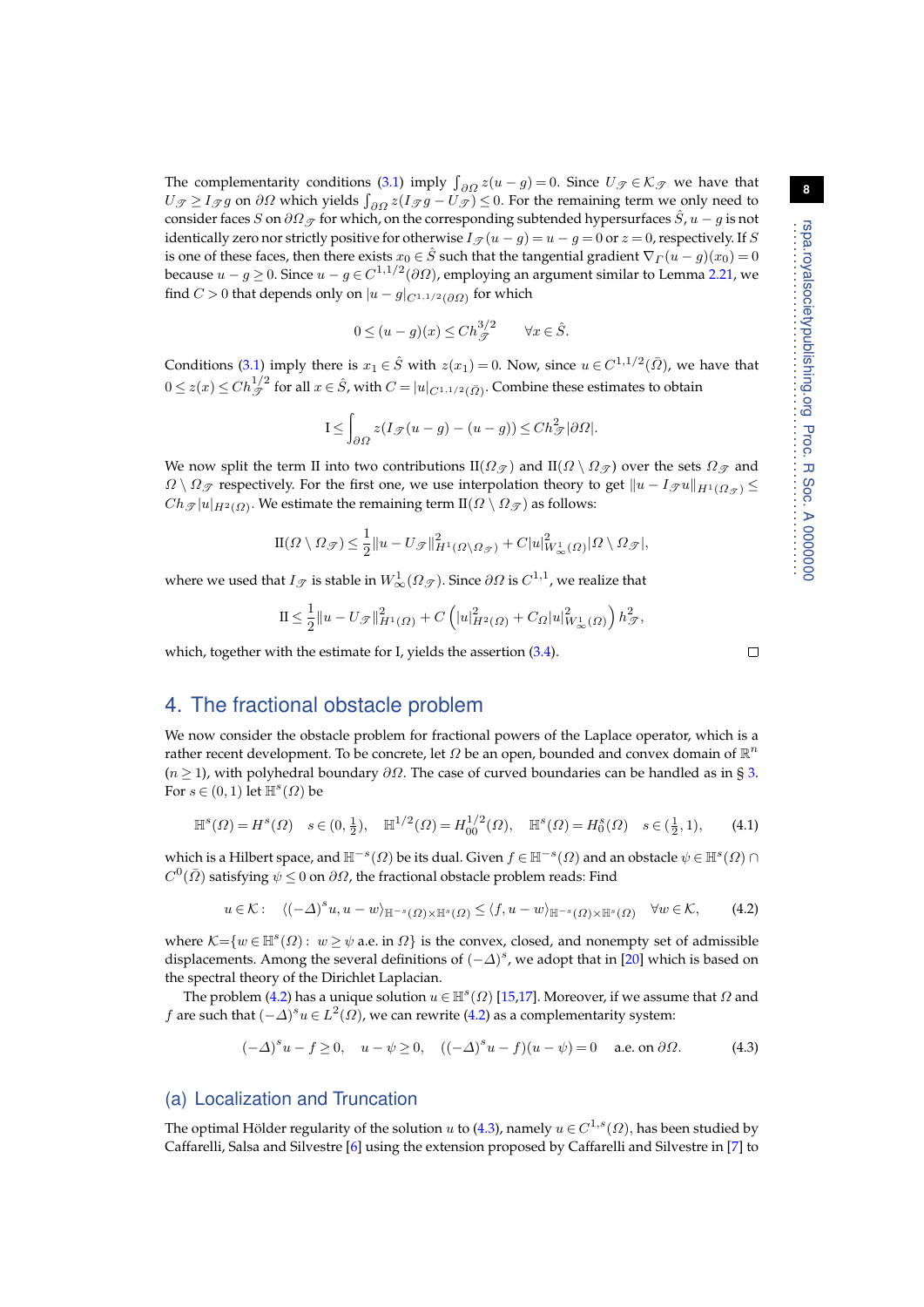The complementarity conditions (3.1) imply $\int_{\partial\Omega} z(u-g) = 0$. Since $U_{\mathscr{T}} \in \mathcal{K}_{\mathscr{T}}$ we have that $U_{\mathscr{T}} \geq I_{\mathscr{T}} g$ on $\partial\Omega$ which yields $\int_{\partial\Omega} z(I_{\mathscr{T}} g - U_{\mathscr{T}}) \leq 0$. For the remaining term we only need to consider faces $S$ on $\partial\Omega_{\mathscr{T}}$ for which, on the corresponding subtended hypersurfaces $\hat{S}$, $u-g$ is not identically zero nor strictly positive for otherwise $I_{\mathscr{T}}(u-g) = u-g = 0$ or $z=0$, respectively. If $S$ is one of these faces, then there exists $x_0 \in \hat{S}$ such that the tangential gradient $\nabla_\Gamma(u-g)(x_0) = 0$ because $u-g \geq 0$. Since $u-g \in C^{1,1/2}(\partial\Omega)$, employing an argument similar to Lemma 2.21, we find $C>0$ that depends only on $|u-g|_{C^{1,1/2}(\partial\Omega)}$ for which

$$0 \leq (u-g)(x) \leq C h_{\mathscr{T}}^{3/2} \qquad \forall x \in \hat{S}.$$

Conditions (3.1) imply there is $x_1 \in \hat{S}$ with $z(x_1) = 0$. Now, since $u \in C^{1,1/2}(\bar{\Omega})$, we have that $0 \leq z(x) \leq C h_{\mathscr{T}}^{1/2}$ for all $x \in \hat{S}$, with $C = |u|_{C^{1,1/2}(\bar{\Omega})}$. Combine these estimates to obtain

$$\mathrm{I} \leq \int_{\partial\Omega} z(I_{\mathscr{T}}(u-g) - (u-g)) \leq C h_{\mathscr{T}}^2 |\partial\Omega|.$$

We now split the term II into two contributions $\mathrm{II}(\Omega_{\mathscr{T}})$ and $\mathrm{II}(\Omega \setminus \Omega_{\mathscr{T}})$ over the sets $\Omega_{\mathscr{T}}$ and $\Omega \setminus \Omega_{\mathscr{T}}$ respectively. For the first one, we use interpolation theory to get $\|u - I_{\mathscr{T}} u\|_{H^1(\Omega_{\mathscr{T}})} \leq C h_{\mathscr{T}} |u|_{H^2(\Omega)}$. We estimate the remaining term $\mathrm{II}(\Omega \setminus \Omega_{\mathscr{T}})$ as follows:

$$\mathrm{II}(\Omega \setminus \Omega_{\mathscr{T}}) \leq \frac{1}{2}\|u - U_{\mathscr{T}}\|^2_{H^1(\Omega\setminus\Omega_{\mathscr{T}})} + C|u|^2_{W^1_\infty(\Omega)} |\Omega \setminus \Omega_{\mathscr{T}}|,$$

where we used that $I_{\mathscr{T}}$ is stable in $W^1_\infty(\Omega_{\mathscr{T}})$. Since $\partial\Omega$ is $C^{1,1}$, we realize that

$$\mathrm{II} \leq \frac{1}{2}\|u - U_{\mathscr{T}}\|^2_{H^1(\Omega)} + C\left(|u|^2_{H^2(\Omega)} + C_\Omega |u|^2_{W^1_\infty(\Omega)}\right) h_{\mathscr{T}}^2,$$

which, together with the estimate for I, yields the assertion (3.4). □

## 4. The fractional obstacle problem

We now consider the obstacle problem for fractional powers of the Laplace operator, which is a rather recent development. To be concrete, let $\Omega$ be an open, bounded and convex domain of $\mathbb{R}^n$ ($n \geq 1$), with polyhedral boundary $\partial\Omega$. The case of curved boundaries can be handled as in § 3. For $s \in (0,1)$ let $\mathbb{H}^s(\Omega)$ be

$$\mathbb{H}^s(\Omega) = H^s(\Omega) \quad s \in (0, \tfrac{1}{2}), \qquad \mathbb{H}^{1/2}(\Omega) = H^{1/2}_{00}(\Omega), \qquad \mathbb{H}^s(\Omega) = H^s_0(\Omega) \quad s \in (\tfrac{1}{2}, 1), \tag{4.1}$$

which is a Hilbert space, and $\mathbb{H}^{-s}(\Omega)$ be its dual. Given $f \in \mathbb{H}^{-s}(\Omega)$ and an obstacle $\psi \in \mathbb{H}^s(\Omega) \cap C^0(\bar{\Omega})$ satisfying $\psi \leq 0$ on $\partial\Omega$, the fractional obstacle problem reads: Find

$$u \in \mathcal{K}: \quad \langle (-\Delta)^s u, u - w \rangle_{\mathbb{H}^{-s}(\Omega)\times\mathbb{H}^s(\Omega)} \leq \langle f, u - w \rangle_{\mathbb{H}^{-s}(\Omega)\times\mathbb{H}^s(\Omega)} \quad \forall w \in \mathcal{K}, \tag{4.2}$$

where $\mathcal{K} = \{w \in \mathbb{H}^s(\Omega) \colon\ w \geq \psi \text{ a.e. in } \Omega\}$ is the convex, closed, and nonempty set of admissible displacements. Among the several definitions of $(-\Delta)^s$, we adopt that in [20] which is based on the spectral theory of the Dirichlet Laplacian.

The problem (4.2) has a unique solution $u \in \mathbb{H}^s(\Omega)$ [15,17]. Moreover, if we assume that $\Omega$ and $f$ are such that $(-\Delta)^s u \in L^2(\Omega)$, we can rewrite (4.2) as a complementarity system:

$$(-\Delta)^s u - f \geq 0, \quad u - \psi \geq 0, \quad ((-\Delta)^s u - f)(u - \psi) = 0 \quad \text{a.e. on } \partial\Omega. \tag{4.3}$$

### (a) Localization and Truncation

The optimal Hölder regularity of the solution $u$ to (4.3), namely $u \in C^{1,s}(\Omega)$, has been studied by Caffarelli, Salsa and Silvestre [6] using the extension proposed by Caffarelli and Silvestre in [7] to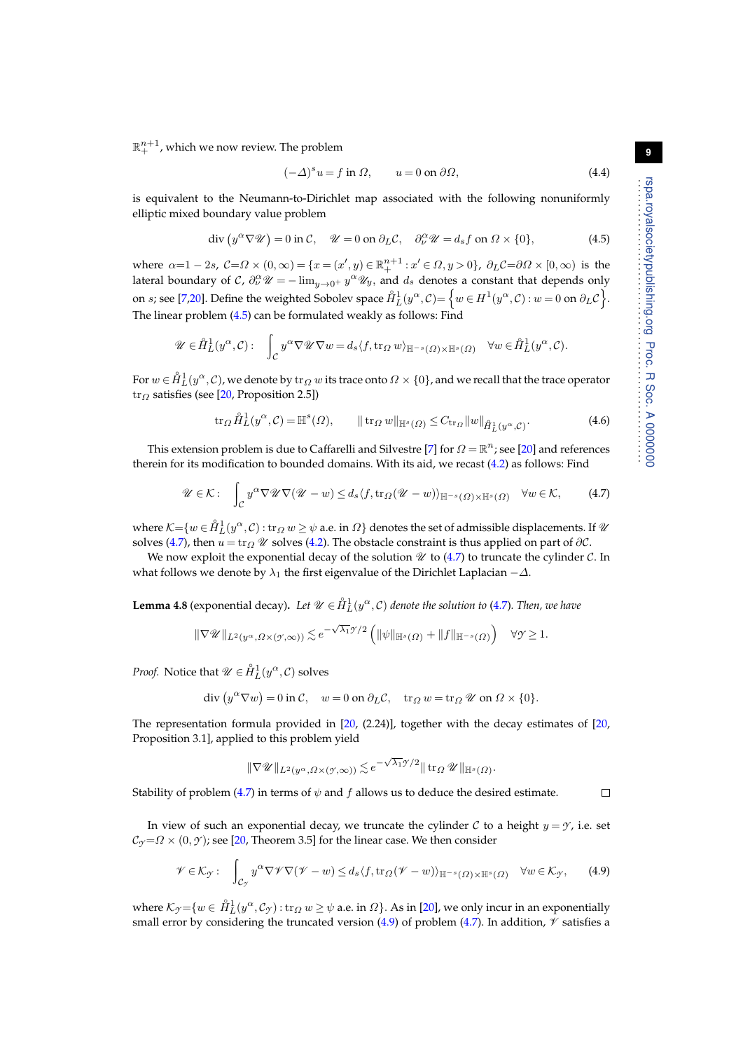$\mathbb{R}^{n+1}_+$, which we now review. The problem

$$(-\Delta)^s u = f \text{ in } \Omega, \qquad u = 0 \text{ on } \partial\Omega, \tag{4.4}$$

is equivalent to the Neumann-to-Dirichlet map associated with the following nonuniformly elliptic mixed boundary value problem

$$\operatorname{div}\left(y^\alpha \nabla \mathscr{U}\right) = 0 \text{ in } \mathcal{C}, \quad \mathscr{U} = 0 \text{ on } \partial_L \mathcal{C}, \quad \partial_\nu^\alpha \mathscr{U} = d_s f \text{ on } \Omega \times \{0\}, \tag{4.5}$$

where $\alpha = 1-2s$, $\mathcal{C} = \Omega \times (0,\infty) = \{x = (x', y) \in \mathbb{R}^{n+1}_+ : x' \in \Omega, y > 0\}$, $\partial_L \mathcal{C} = \partial\Omega \times [0,\infty)$ is the lateral boundary of $\mathcal{C}$, $\partial_\nu^\alpha \mathscr{U} = -\lim_{y\to 0^+} y^\alpha \mathscr{U}_y$, and $d_s$ denotes a constant that depends only on $s$; see [7,20]. Define the weighted Sobolev space $\mathring{H}^1_L(y^\alpha, \mathcal{C}) = \left\{ w \in H^1(y^\alpha, \mathcal{C}) : w = 0 \text{ on } \partial_L \mathcal{C} \right\}$. The linear problem (4.5) can be formulated weakly as follows: Find

$$\mathscr{U} \in \mathring{H}^1_L(y^\alpha, \mathcal{C}): \quad \int_{\mathcal{C}} y^\alpha \nabla \mathscr{U} \nabla w = d_s \langle f, \operatorname{tr}_\Omega w \rangle_{\mathbb{H}^{-s}(\Omega) \times \mathbb{H}^s(\Omega)} \quad \forall w \in \mathring{H}^1_L(y^\alpha, \mathcal{C}).$$

For $w \in \mathring{H}^1_L(y^\alpha, \mathcal{C})$, we denote by $\operatorname{tr}_\Omega w$ its trace onto $\Omega \times \{0\}$, and we recall that the trace operator $\operatorname{tr}_\Omega$ satisfies (see [20, Proposition 2.5])

$$\operatorname{tr}_\Omega \mathring{H}^1_L(y^\alpha, \mathcal{C}) = \mathbb{H}^s(\Omega), \qquad \|\operatorname{tr}_\Omega w\|_{\mathbb{H}^s(\Omega)} \le C_{\operatorname{tr}_\Omega} \|w\|_{\mathring{H}^1_L(y^\alpha, \mathcal{C})}. \tag{4.6}$$

This extension problem is due to Caffarelli and Silvestre [7] for $\Omega = \mathbb{R}^n$; see [20] and references therein for its modification to bounded domains. With its aid, we recast (4.2) as follows: Find

$$\mathscr{U} \in \mathcal{K}: \quad \int_{\mathcal{C}} y^\alpha \nabla \mathscr{U} \nabla (\mathscr{U} - w) \le d_s \langle f, \operatorname{tr}_\Omega (\mathscr{U} - w) \rangle_{\mathbb{H}^{-s}(\Omega) \times \mathbb{H}^s(\Omega)} \quad \forall w \in \mathcal{K}, \tag{4.7}$$

where $\mathcal{K} = \{ w \in \mathring{H}^1_L(y^\alpha, \mathcal{C}) : \operatorname{tr}_\Omega w \ge \psi \text{ a.e. in } \Omega\}$ denotes the set of admissible displacements. If $\mathscr{U}$ solves (4.7), then $u = \operatorname{tr}_\Omega \mathscr{U}$ solves (4.2). The obstacle constraint is thus applied on part of $\partial\mathcal{C}$.

We now exploit the exponential decay of the solution $\mathscr{U}$ to (4.7) to truncate the cylinder $\mathcal{C}$. In what follows we denote by $\lambda_1$ the first eigenvalue of the Dirichlet Laplacian $-\Delta$.

**Lemma 4.8** (exponential decay). *Let $\mathscr{U} \in \mathring{H}^1_L(y^\alpha, \mathcal{C})$ denote the solution to (4.7). Then, we have*

$$\|\nabla \mathscr{U}\|_{L^2(y^\alpha, \Omega \times (\mathscr{Y}, \infty))} \lesssim e^{-\sqrt{\lambda_1}\mathscr{Y}/2} \left( \|\psi\|_{\mathbb{H}^s(\Omega)} + \|f\|_{\mathbb{H}^{-s}(\Omega)} \right) \quad \forall \mathscr{Y} \ge 1.$$

*Proof.* Notice that $\mathscr{U} \in \mathring{H}^1_L(y^\alpha, \mathcal{C})$ solves

$$\operatorname{div}\left(y^\alpha \nabla w\right) = 0 \text{ in } \mathcal{C}, \quad w = 0 \text{ on } \partial_L \mathcal{C}, \quad \operatorname{tr}_\Omega w = \operatorname{tr}_\Omega \mathscr{U} \text{ on } \Omega \times \{0\}.$$

The representation formula provided in [20, (2.24)], together with the decay estimates of [20, Proposition 3.1], applied to this problem yield

$$\|\nabla \mathscr{U}\|_{L^2(y^\alpha, \Omega \times (\mathscr{Y}, \infty))} \lesssim e^{-\sqrt{\lambda_1}\mathscr{Y}/2} \|\operatorname{tr}_\Omega \mathscr{U}\|_{\mathbb{H}^s(\Omega)}.$$

Stability of problem (4.7) in terms of $\psi$ and $f$ allows us to deduce the desired estimate. □

In view of such an exponential decay, we truncate the cylinder $\mathcal{C}$ to a height $y = \mathscr{Y}$, i.e. set $\mathcal{C}_\mathscr{Y} = \Omega \times (0, \mathscr{Y})$; see [20, Theorem 3.5] for the linear case. We then consider

$$\mathscr{V} \in \mathcal{K}_\mathscr{Y}: \quad \int_{\mathcal{C}_\mathscr{Y}} y^\alpha \nabla \mathscr{V} \nabla (\mathscr{V} - w) \le d_s \langle f, \operatorname{tr}_\Omega (\mathscr{V} - w) \rangle_{\mathbb{H}^{-s}(\Omega) \times \mathbb{H}^s(\Omega)} \quad \forall w \in \mathcal{K}_\mathscr{Y}, \tag{4.9}$$

where $\mathcal{K}_\mathscr{Y} = \{ w \in \mathring{H}^1_L(y^\alpha, \mathcal{C}_\mathscr{Y}) : \operatorname{tr}_\Omega w \ge \psi \text{ a.e. in } \Omega\}$. As in [20], we only incur in an exponentially small error by considering the truncated version (4.9) of problem (4.7). In addition, $\mathscr{V}$ satisfies a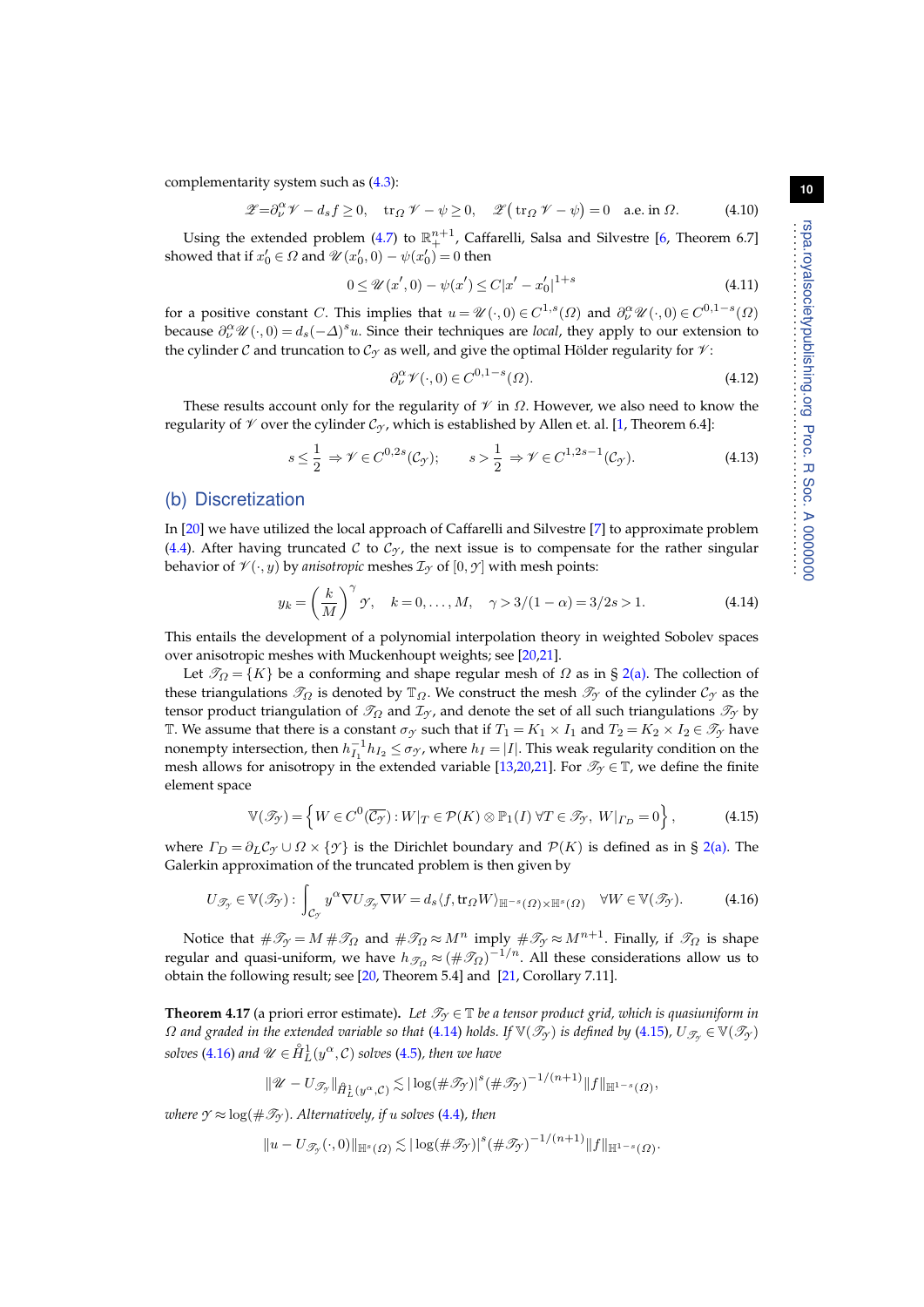complementarity system such as (4.3):

$$\mathscr{Z} = \partial_\nu^\alpha \mathscr{V} - d_s f \geq 0, \quad \mathrm{tr}_\Omega \mathscr{V} - \psi \geq 0, \quad \mathscr{Z}\left(\mathrm{tr}_\Omega \mathscr{V} - \psi\right) = 0 \quad \text{a.e. in } \Omega. \tag{4.10}$$

Using the extended problem (4.7) to $\mathbb{R}_+^{n+1}$, Caffarelli, Salsa and Silvestre [6, Theorem 6.7] showed that if $x_0' \in \Omega$ and $\mathscr{U}(x_0', 0) - \psi(x_0') = 0$ then

$$0 \leq \mathscr{U}(x', 0) - \psi(x') \leq C|x' - x_0'|^{1+s} \tag{4.11}$$

for a positive constant $C$. This implies that $u = \mathscr{U}(\cdot, 0) \in C^{1,s}(\Omega)$ and $\partial_\nu^\alpha \mathscr{U}(\cdot, 0) \in C^{0,1-s}(\Omega)$ because $\partial_\nu^\alpha \mathscr{U}(\cdot, 0) = d_s(-\Delta)^s u$. Since their techniques are *local*, they apply to our extension to the cylinder $\mathcal{C}$ and truncation to $\mathcal{C}_\mathscr{Y}$ as well, and give the optimal Hölder regularity for $\mathscr{V}$:

$$\partial_\nu^\alpha \mathscr{V}(\cdot, 0) \in C^{0,1-s}(\Omega). \tag{4.12}$$

These results account only for the regularity of $\mathscr{V}$ in $\Omega$. However, we also need to know the regularity of $\mathscr{V}$ over the cylinder $\mathcal{C}_\mathscr{Y}$, which is established by Allen et. al. [1, Theorem 6.4]:

$$s \leq \frac{1}{2} \Rightarrow \mathscr{V} \in C^{0,2s}(\mathcal{C}_\mathscr{Y}); \qquad s > \frac{1}{2} \Rightarrow \mathscr{V} \in C^{1,2s-1}(\mathcal{C}_\mathscr{Y}). \tag{4.13}$$

## (b) Discretization

In [20] we have utilized the local approach of Caffarelli and Silvestre [7] to approximate problem (4.4). After having truncated $\mathcal{C}$ to $\mathcal{C}_\mathscr{Y}$, the next issue is to compensate for the rather singular behavior of $\mathscr{V}(\cdot, y)$ by *anisotropic* meshes $\mathcal{I}_\mathscr{Y}$ of $[0, \mathscr{Y}]$ with mesh points:

$$y_k = \left(\frac{k}{M}\right)^\gamma \mathscr{Y}, \quad k = 0, \ldots, M, \quad \gamma > 3/(1-\alpha) = 3/2s > 1. \tag{4.14}$$

This entails the development of a polynomial interpolation theory in weighted Sobolev spaces over anisotropic meshes with Muckenhoupt weights; see [20,21].

Let $\mathscr{T}_\Omega = \{K\}$ be a conforming and shape regular mesh of $\Omega$ as in § 2(a). The collection of these triangulations $\mathscr{T}_\Omega$ is denoted by $\mathbb{T}_\Omega$. We construct the mesh $\mathscr{T}_\mathscr{Y}$ of the cylinder $\mathcal{C}_\mathscr{Y}$ as the tensor product triangulation of $\mathscr{T}_\Omega$ and $\mathcal{I}_\mathscr{Y}$, and denote the set of all such triangulations $\mathscr{T}_\mathscr{Y}$ by $\mathbb{T}$. We assume that there is a constant $\sigma_\mathscr{Y}$ such that if $T_1 = K_1 \times I_1$ and $T_2 = K_2 \times I_2 \in \mathscr{T}_\mathscr{Y}$ have nonempty intersection, then $h_{I_1}^{-1} h_{I_2} \leq \sigma_\mathscr{Y}$, where $h_I = |I|$. This weak regularity condition on the mesh allows for anisotropy in the extended variable [13,20,21]. For $\mathscr{T}_\mathscr{Y} \in \mathbb{T}$, we define the finite element space

$$\mathbb{V}(\mathscr{T}_\mathscr{Y}) = \left\{ W \in C^0(\overline{\mathcal{C}_\mathscr{Y}}) : W|_T \in \mathcal{P}(K) \otimes \mathbb{P}_1(I) \ \forall T \in \mathscr{T}_\mathscr{Y}, \ W|_{\Gamma_D} = 0 \right\}, \tag{4.15}$$

where $\Gamma_D = \partial_L \mathcal{C}_\mathscr{Y} \cup \Omega \times \{\mathscr{Y}\}$ is the Dirichlet boundary and $\mathcal{P}(K)$ is defined as in § 2(a). The Galerkin approximation of the truncated problem is then given by

$$U_{\mathscr{T}_\mathscr{Y}} \in \mathbb{V}(\mathscr{T}_\mathscr{Y}) : \int_{\mathcal{C}_\mathscr{Y}} y^\alpha \nabla U_{\mathscr{T}_\mathscr{Y}} \nabla W = d_s \langle f, \mathrm{tr}_\Omega W \rangle_{\mathbb{H}^{-s}(\Omega) \times \mathbb{H}^s(\Omega)} \quad \forall W \in \mathbb{V}(\mathscr{T}_\mathscr{Y}). \tag{4.16}$$

Notice that $\#\mathscr{T}_\mathscr{Y} = M \, \#\mathscr{T}_\Omega$ and $\#\mathscr{T}_\Omega \approx M^n$ imply $\#\mathscr{T}_\mathscr{Y} \approx M^{n+1}$. Finally, if $\mathscr{T}_\Omega$ is shape regular and quasi-uniform, we have $h_{\mathscr{T}_\Omega} \approx (\#\mathscr{T}_\Omega)^{-1/n}$. All these considerations allow us to obtain the following result; see [20, Theorem 5.4] and [21, Corollary 7.11].

**Theorem 4.17** (a priori error estimate)**.** *Let $\mathscr{T}_\mathscr{Y} \in \mathbb{T}$ be a tensor product grid, which is quasiuniform in $\Omega$ and graded in the extended variable so that (4.14) holds. If $\mathbb{V}(\mathscr{T}_\mathscr{Y})$ is defined by (4.15), $U_{\mathscr{T}_\mathscr{Y}} \in \mathbb{V}(\mathscr{T}_\mathscr{Y})$ solves (4.16) and $\mathscr{U} \in \mathring{H}_L^1(y^\alpha, \mathcal{C})$ solves (4.5), then we have*

$$\|\mathscr{U} - U_{\mathscr{T}_\mathscr{Y}}\|_{\mathring{H}_L^1(y^\alpha, \mathcal{C})} \lesssim |\log(\#\mathscr{T}_\mathscr{Y})|^s (\#\mathscr{T}_\mathscr{Y})^{-1/(n+1)} \|f\|_{\mathbb{H}^{1-s}(\Omega)},$$

*where $\mathscr{Y} \approx \log(\#\mathscr{T}_\mathscr{Y})$. Alternatively, if $u$ solves (4.4), then*

$$\|u - U_{\mathscr{T}_\mathscr{Y}}(\cdot, 0)\|_{\mathbb{H}^s(\Omega)} \lesssim |\log(\#\mathscr{T}_\mathscr{Y})|^s (\#\mathscr{T}_\mathscr{Y})^{-1/(n+1)} \|f\|_{\mathbb{H}^{1-s}(\Omega)}.$$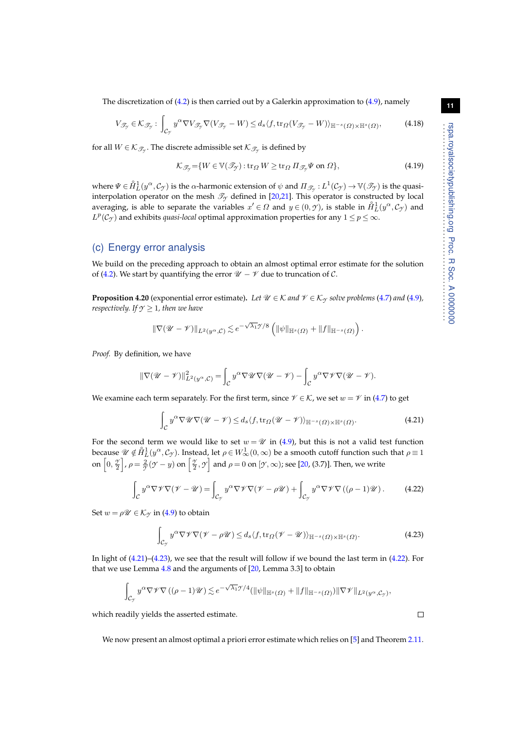The discretization of (4.2) is then carried out by a Galerkin approximation to (4.9), namely

$$
V_{\mathscr{T}_{\mathcal{Y}}} \in \mathcal{K}_{\mathscr{T}_{\mathcal{Y}}} : \int_{\mathcal{C}_{\mathcal{Y}}} y^{\alpha} \nabla V_{\mathscr{T}_{\mathcal{Y}}} \nabla (V_{\mathscr{T}_{\mathcal{Y}}} - W) \leq d_s \langle f, \operatorname{tr}_{\Omega}(V_{\mathscr{T}_{\mathcal{Y}}} - W) \rangle_{\mathbb{H}^{-s}(\Omega) \times \mathbb{H}^{s}(\Omega)}, \tag{4.18}
$$

for all $W \in \mathcal{K}_{\mathscr{T}_{\mathcal{Y}}}$. The discrete admissible set $\mathcal{K}_{\mathscr{T}_{\mathcal{Y}}}$ is defined by

$$
\mathcal{K}_{\mathscr{T}_{\mathcal{Y}}} = \{ W \in \mathbb{V}(\mathscr{T}_{\mathcal{Y}}) : \operatorname{tr}_{\Omega} W \geq \operatorname{tr}_{\Omega} \Pi_{\mathscr{T}_{\mathcal{Y}}} \Psi \text{ on } \Omega \}, \tag{4.19}
$$

where $\Psi \in \mathring{H}^1_L(y^{\alpha}, \mathcal{C}_{\mathcal{Y}})$ is the $\alpha$-harmonic extension of $\psi$ and $\Pi_{\mathscr{T}_{\mathcal{Y}}} : L^1(\mathcal{C}_{\mathcal{Y}}) \to \mathbb{V}(\mathscr{T}_{\mathcal{Y}})$ is the quasi-interpolation operator on the mesh $\mathscr{T}_{\mathcal{Y}}$ defined in [20,21]. This operator is constructed by local averaging, is able to separate the variables $x' \in \Omega$ and $y \in (0, \mathcal{Y})$, is stable in $\mathring{H}^1_L(y^{\alpha}, \mathcal{C}_{\mathcal{Y}})$ and $L^p(\mathcal{C}_{\mathcal{Y}})$ and exhibits *quasi-local* optimal approximation properties for any $1 \leq p \leq \infty$.

## (c) Energy error analysis

We build on the preceding approach to obtain an almost optimal error estimate for the solution of (4.2). We start by quantifying the error $\mathscr{U} - \mathscr{V}$ due to truncation of $\mathcal{C}$.

**Proposition 4.20** (exponential error estimate). *Let $\mathscr{U} \in \mathcal{K}$ and $\mathscr{V} \in \mathcal{K}_{\mathcal{Y}}$ solve problems (4.7) and (4.9), respectively. If $\mathcal{Y} \geq 1$, then we have*

$$
\| \nabla (\mathscr{U} - \mathscr{V}) \|_{L^2(y^{\alpha}, \mathcal{C})} \lesssim e^{-\sqrt{\lambda_1}\mathcal{Y}/8} \left( \|\psi\|_{\mathbb{H}^s(\Omega)} + \|f\|_{\mathbb{H}^{-s}(\Omega)} \right).
$$

*Proof.* By definition, we have

$$
\| \nabla (\mathscr{U} - \mathscr{V}) \|^2_{L^2(y^{\alpha}, \mathcal{C})} = \int_{\mathcal{C}} y^{\alpha} \nabla \mathscr{U} \nabla (\mathscr{U} - \mathscr{V}) - \int_{\mathcal{C}} y^{\alpha} \nabla \mathscr{V} \nabla (\mathscr{U} - \mathscr{V}).
$$

We examine each term separately. For the first term, since $\mathscr{V} \in \mathcal{K}$, we set $w = \mathscr{V}$ in (4.7) to get

$$
\int_{\mathcal{C}} y^{\alpha} \nabla \mathscr{U} \nabla (\mathscr{U} - \mathscr{V}) \leq d_s \langle f, \operatorname{tr}_{\Omega}(\mathscr{U} - \mathscr{V}) \rangle_{\mathbb{H}^{-s}(\Omega) \times \mathbb{H}^{s}(\Omega)}. \tag{4.21}
$$

For the second term we would like to set $w = \mathscr{U}$ in (4.9), but this is not a valid test function because $\mathscr{U} \notin \mathring{H}^1_L(y^{\alpha}, \mathcal{C}_{\mathcal{Y}})$. Instead, let $\rho \in W^1_{\infty}(0, \infty)$ be a smooth cutoff function such that $\rho \equiv 1$ on $\left[0, \frac{\mathcal{Y}}{2}\right]$, $\rho = \frac{2}{\mathcal{Y}}(\mathcal{Y} - y)$ on $\left[\frac{\mathcal{Y}}{2}, \mathcal{Y}\right]$ and $\rho = 0$ on $[\mathcal{Y}, \infty)$; see [20, (3.7)]. Then, we write

$$
\int_{\mathcal{C}} y^{\alpha} \nabla \mathscr{V} \nabla (\mathscr{V} - \mathscr{U}) = \int_{\mathcal{C}_{\mathcal{Y}}} y^{\alpha} \nabla \mathscr{V} \nabla (\mathscr{V} - \rho \mathscr{U}) + \int_{\mathcal{C}_{\mathcal{Y}}} y^{\alpha} \nabla \mathscr{V} \nabla \left( (\rho - 1) \mathscr{U} \right). \tag{4.22}
$$

Set $w = \rho \mathscr{U} \in \mathcal{K}_{\mathcal{Y}}$ in (4.9) to obtain

$$
\int_{\mathcal{C}_{\mathcal{Y}}} y^{\alpha} \nabla \mathscr{V} \nabla (\mathscr{V} - \rho \mathscr{U}) \leq d_s \langle f, \operatorname{tr}_{\Omega}(\mathscr{V} - \mathscr{U}) \rangle_{\mathbb{H}^{-s}(\Omega) \times \mathbb{H}^{s}(\Omega)}. \tag{4.23}
$$

In light of (4.21)–(4.23), we see that the result will follow if we bound the last term in (4.22). For that we use Lemma 4.8 and the arguments of [20, Lemma 3.3] to obtain

$$
\int_{\mathcal{C}_{\mathcal{Y}}} y^{\alpha} \nabla \mathscr{V} \nabla \left( (\rho - 1) \mathscr{U} \right) \lesssim e^{-\sqrt{\lambda_1}\mathcal{Y}/4} (\|\psi\|_{\mathbb{H}^s(\Omega)} + \|f\|_{\mathbb{H}^{-s}(\Omega)}) \|\nabla \mathscr{V}\|_{L^2(y^{\alpha}, \mathcal{C}_{\mathcal{Y}})},
$$

which readily yields the asserted estimate. □

We now present an almost optimal a priori error estimate which relies on [5] and Theorem 2.11.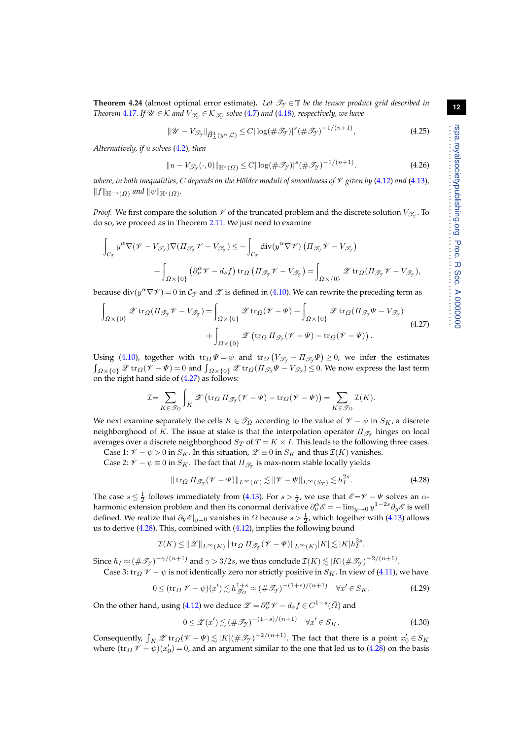**Theorem 4.24** (almost optimal error estimate). *Let $\mathscr{T}_\mathcal{Y} \in \mathbb{T}$ be the tensor product grid described in Theorem 4.17. If $\mathscr{U} \in \mathcal{K}$ and $V_{\mathscr{T}_\mathcal{Y}} \in \mathcal{K}_{\mathscr{T}_\mathcal{Y}}$ solve (4.7) and (4.18), respectively, we have*

$$\|\mathscr{U} - V_{\mathscr{T}_\mathcal{Y}}\|_{\mathring{H}^1_L(y^\alpha,\mathcal{C})} \leq C|\log(\#\mathscr{T}_\mathcal{Y})|^s(\#\mathscr{T}_\mathcal{Y})^{-1/(n+1)}, \tag{4.25}$$

*Alternatively, if $u$ solves (4.2), then*

$$\|u - V_{\mathscr{T}_\mathcal{Y}}(\cdot,0)\|_{\mathbb{H}^s(\Omega)} \leq C|\log(\#\mathscr{T}_\mathcal{Y})|^s(\#\mathscr{T}_\mathcal{Y})^{-1/(n+1)}. \tag{4.26}$$

*where, in both inequalities, $C$ depends on the Hölder moduli of smoothness of $\mathscr{V}$ given by (4.12) and (4.13), $\|f\|_{\mathbb{H}^{-s}(\Omega)}$ and $\|\psi\|_{\mathbb{H}^s(\Omega)}$.*

*Proof.* We first compare the solution $\mathscr{V}$ of the truncated problem and the discrete solution $V_{\mathscr{T}_\mathcal{Y}}$. To do so, we proceed as in Theorem 2.11. We just need to examine

$$\int_{\mathcal{C}_\mathcal{Y}} y^\alpha \nabla(\mathscr{V} - V_{\mathscr{T}_\mathcal{Y}})\nabla(\Pi_{\mathscr{T}_\mathcal{Y}}\mathscr{V} - V_{\mathscr{T}_\mathcal{Y}}) \leq -\int_{\mathcal{C}_\mathcal{Y}} \operatorname{div}(y^\alpha\nabla\mathscr{V})\left(\Pi_{\mathscr{T}_\mathcal{Y}}\mathscr{V} - V_{\mathscr{T}_\mathcal{Y}}\right)$$

$$+\int_{\Omega\times\{0\}}\left(\partial_\nu^\alpha\mathscr{V} - d_s f\right)\operatorname{tr}_\Omega\left(\Pi_{\mathscr{T}_\mathcal{Y}}\mathscr{V} - V_{\mathscr{T}_\mathcal{Y}}\right) = \int_{\Omega\times\{0\}}\mathscr{Z}\operatorname{tr}_\Omega(\Pi_{\mathscr{T}_\mathcal{Y}}\mathscr{V} - V_{\mathscr{T}_\mathcal{Y}}),$$

because $\operatorname{div}(y^\alpha\nabla\mathscr{V}) = 0$ in $\mathcal{C}_\mathcal{Y}$ and $\mathscr{Z}$ is defined in (4.10). We can rewrite the preceding term as

$$\int_{\Omega\times\{0\}}\mathscr{Z}\operatorname{tr}_\Omega(\Pi_{\mathscr{T}_\mathcal{Y}}\mathscr{V} - V_{\mathscr{T}_\mathcal{Y}}) = \int_{\Omega\times\{0\}}\mathscr{Z}\operatorname{tr}_\Omega(\mathscr{V} - \Psi) + \int_{\Omega\times\{0\}}\mathscr{Z}\operatorname{tr}_\Omega(\Pi_{\mathscr{T}_\mathcal{Y}}\Psi - V_{\mathscr{T}_\mathcal{Y}})$$
$$+\int_{\Omega\times\{0\}}\mathscr{Z}\left(\operatorname{tr}_\Omega\Pi_{\mathscr{T}_\mathcal{Y}}(\mathscr{V} - \Psi) - \operatorname{tr}_\Omega(\mathscr{V} - \Psi)\right). \tag{4.27}$$

Using (4.10), together with $\operatorname{tr}_\Omega\Psi = \psi$ and $\operatorname{tr}_\Omega\left(V_{\mathscr{T}_\mathcal{Y}} - \Pi_{\mathscr{T}_\mathcal{Y}}\Psi\right) \geq 0$, we infer the estimates $\int_{\Omega\times\{0\}}\mathscr{Z}\operatorname{tr}_\Omega(\mathscr{V} - \Psi) = 0$ and $\int_{\Omega\times\{0\}}\mathscr{Z}\operatorname{tr}_\Omega(\Pi_{\mathscr{T}_\mathcal{Y}}\Psi - V_{\mathscr{T}_\mathcal{Y}}) \leq 0$. We now express the last term on the right hand side of (4.27) as follows:

$$\mathcal{I} = \sum_{K\in\mathscr{T}_\Omega}\int_K \mathscr{Z}\left(\operatorname{tr}_\Omega\Pi_{\mathscr{T}_\mathcal{Y}}(\mathscr{V} - \Psi) - \operatorname{tr}_\Omega(\mathscr{V} - \Psi)\right) = \sum_{K\in\mathscr{T}_\Omega}\mathcal{I}(K).$$

We next examine separately the cells $K \in \mathscr{T}_\Omega$ according to the value of $\mathscr{V} - \psi$ in $S_K$, a discrete neighborhood of $K$. The issue at stake is that the interpolation operator $\Pi_{\mathscr{T}_\mathcal{Y}}$ hinges on local averages over a discrete neighborhood $S_T$ of $T = K \times I$. This leads to the following three cases.

Case 1: $\mathscr{V} - \psi > 0$ in $S_K$. In this situation, $\mathscr{Z} \equiv 0$ in $S_K$ and thus $\mathcal{I}(K)$ vanishes.

Case 2: $\mathscr{V} - \psi \equiv 0$ in $S_K$. The fact that $\Pi_{\mathscr{T}_\mathcal{Y}}$ is max-norm stable locally yields

$$\|\operatorname{tr}_\Omega\Pi_{\mathscr{T}_\mathcal{Y}}(\mathscr{V} - \Psi)\|_{L^\infty(K)} \lesssim \|\mathscr{V} - \Psi\|_{L^\infty(S_T)} \lesssim h_I^{2s}. \tag{4.28}$$

The case $s \leq \frac{1}{2}$ follows immediately from (4.13). For $s > \frac{1}{2}$, we use that $\mathscr{E} = \mathscr{V} - \Psi$ solves an $\alpha$-harmonic extension problem and then its conormal derivative $\partial_\nu^\alpha\mathscr{E} = -\lim_{y\to 0}y^{1-2s}\partial_y\mathscr{E}$ is well defined. We realize that $\partial_y\mathscr{E}|_{y=0}$ vanishes in $\Omega$ because $s > \frac{1}{2}$, which together with (4.13) allows us to derive (4.28). This, combined with (4.12), implies the following bound

$$\mathcal{I}(K) \leq \|\mathscr{Z}\|_{L^\infty(K)}\|\operatorname{tr}_\Omega\Pi_{\mathscr{T}_\mathcal{Y}}(\mathscr{V} - \Psi)\|_{L^\infty(K)}|K| \lesssim |K|h_I^{2s}.$$

Since $h_I \approx (\#\mathscr{T}_\mathcal{Y})^{-\gamma/(n+1)}$ and $\gamma > 3/2s$, we thus conclude $\mathcal{I}(K) \lesssim |K|(\#\mathscr{T}_\mathcal{Y})^{-2/(n+1)}$.

Case 3: $\operatorname{tr}_\Omega\mathscr{V} - \psi$ is not identically zero nor strictly positive in $S_K$. In view of (4.11), we have

$$0 \leq (\operatorname{tr}_\Omega\mathscr{V} - \psi)(x') \lesssim h_{\mathscr{T}_\Omega}^{1+s} \approx (\#\mathscr{T}_\mathcal{Y})^{-(1+s)/(n+1)} \quad \forall x' \in S_K. \tag{4.29}$$

On the other hand, using (4.12) we deduce $\mathscr{Z} = \partial_\nu^\alpha\mathscr{V} - d_s f \in C^{1-s}(\bar{\Omega})$ and

$$0 \leq \mathscr{Z}(x') \lesssim (\#\mathscr{T}_\mathcal{Y})^{-(1-s)/(n+1)} \quad \forall x' \in S_K. \tag{4.30}$$

Consequently, $\int_K \mathscr{Z}\operatorname{tr}_\Omega(\mathscr{V} - \Psi) \lesssim |K|(\#\mathscr{T}_\mathcal{Y})^{-2/(n+1)}$. The fact that there is a point $x_0' \in S_K$ where $(\operatorname{tr}_\Omega\mathscr{V} - \psi)(x_0') = 0$, and an argument similar to the one that led us to (4.28) on the basis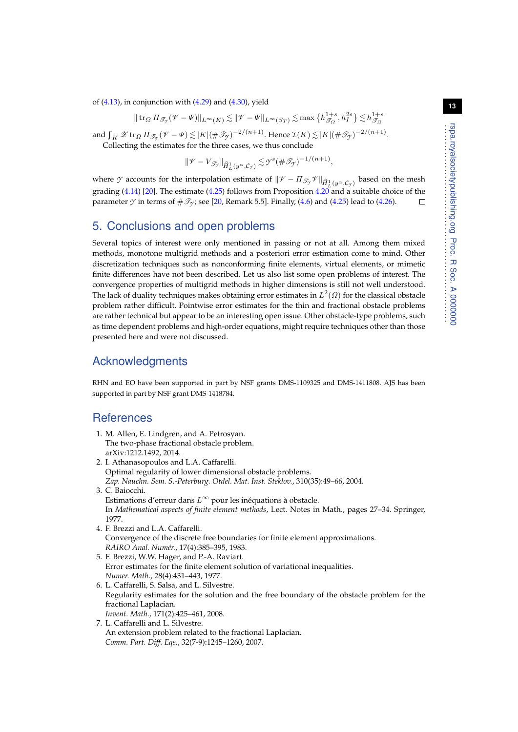of (4.13), in conjunction with (4.29) and (4.30), yield

$$\| \operatorname{tr}_\Omega \Pi_{\mathscr{T}_\mathscr{Y}}(\mathscr{V} - \Psi) \|_{L^\infty(K)} \lesssim \| \mathscr{V} - \Psi \|_{L^\infty(S_T)} \lesssim \max\left\{ h_{\mathscr{T}_\Omega}^{1+s}, h_I^{2s} \right\} \lesssim h_{\mathscr{T}_\Omega}^{1+s}$$

and $\int_K \mathscr{Z} \operatorname{tr}_\Omega \Pi_{\mathscr{T}_\mathscr{Y}}(\mathscr{V} - \Psi) \lesssim |K|(\#\mathscr{T}_\mathscr{Y})^{-2/(n+1)}$. Hence $\mathcal{I}(K) \lesssim |K|(\#\mathscr{T}_\mathscr{Y})^{-2/(n+1)}$.

Collecting the estimates for the three cases, we thus conclude

$$\| \mathscr{V} - V_{\mathscr{T}_\mathscr{Y}} \|_{\mathring{H}_L^1(y^\alpha, \mathcal{C}_\mathscr{Y})} \lesssim \mathscr{Y}^s (\#\mathscr{T}_\mathscr{Y})^{-1/(n+1)},$$

where $\mathscr{Y}$ accounts for the interpolation estimate of $\| \mathscr{V} - \Pi_{\mathscr{T}_\mathscr{Y}} \mathscr{V} \|_{\mathring{H}_L^1(y^\alpha, \mathcal{C}_\mathscr{Y})}$ based on the mesh grading (4.14) [20]. The estimate (4.25) follows from Proposition 4.20 and a suitable choice of the parameter $\mathscr{Y}$ in terms of $\#\mathscr{T}_\mathscr{Y}$; see [20, Remark 5.5]. Finally, (4.6) and (4.25) lead to (4.26). □

## 5. Conclusions and open problems

Several topics of interest were only mentioned in passing or not at all. Among them mixed methods, monotone multigrid methods and a posteriori error estimation come to mind. Other discretization techniques such as nonconforming finite elements, virtual elements, or mimetic finite differences have not been described. Let us also list some open problems of interest. The convergence properties of multigrid methods in higher dimensions is still not well understood. The lack of duality techniques makes obtaining error estimates in $L^2(\Omega)$ for the classical obstacle problem rather difficult. Pointwise error estimates for the thin and fractional obstacle problems are rather technical but appear to be an interesting open issue. Other obstacle-type problems, such as time dependent problems and high-order equations, might require techniques other than those presented here and were not discussed.

## Acknowledgments

RHN and EO have been supported in part by NSF grants DMS-1109325 and DMS-1411808. AJS has been supported in part by NSF grant DMS-1418784.

## References

1. M. Allen, E. Lindgren, and A. Petrosyan.
   The two-phase fractional obstacle problem.
   arXiv:1212.1492, 2014.
2. I. Athanasopoulos and L.A. Caffarelli.
   Optimal regularity of lower dimensional obstacle problems.
   *Zap. Nauchn. Sem. S.-Peterburg. Otdel. Mat. Inst. Steklov.*, 310(35):49–66, 2004.
3. C. Baiocchi.
   Estimations d'erreur dans $L^\infty$ pour les inéquations à obstacle.
   In *Mathematical aspects of finite element methods*, Lect. Notes in Math., pages 27–34. Springer, 1977.
4. F. Brezzi and L.A. Caffarelli.
   Convergence of the discrete free boundaries for finite element approximations.
   *RAIRO Anal. Numér.*, 17(4):385–395, 1983.
5. F. Brezzi, W.W. Hager, and P.-A. Raviart.
   Error estimates for the finite element solution of variational inequalities.
   *Numer. Math.*, 28(4):431–443, 1977.
6. L. Caffarelli, S. Salsa, and L. Silvestre.
   Regularity estimates for the solution and the free boundary of the obstacle problem for the fractional Laplacian.
   *Invent. Math.*, 171(2):425–461, 2008.
7. L. Caffarelli and L. Silvestre.
   An extension problem related to the fractional Laplacian.
   *Comm. Part. Diff. Eqs.*, 32(7-9):1245–1260, 2007.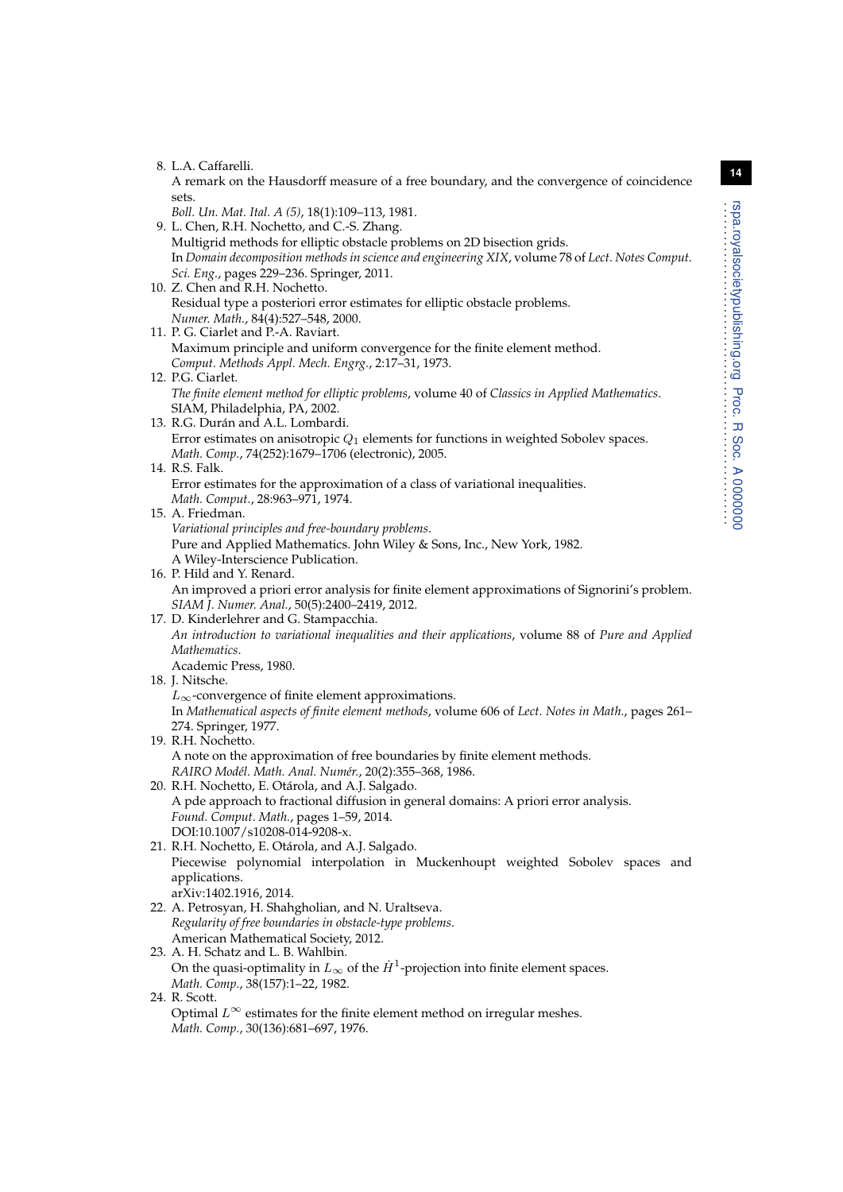8. L.A. Caffarelli.
   A remark on the Hausdorff measure of a free boundary, and the convergence of coincidence sets.
   *Boll. Un. Mat. Ital. A (5)*, 18(1):109–113, 1981.
9. L. Chen, R.H. Nochetto, and C.-S. Zhang.
   Multigrid methods for elliptic obstacle problems on 2D bisection grids.
   In *Domain decomposition methods in science and engineering XIX*, volume 78 of *Lect. Notes Comput. Sci. Eng.*, pages 229–236. Springer, 2011.
10. Z. Chen and R.H. Nochetto.
    Residual type a posteriori error estimates for elliptic obstacle problems.
    *Numer. Math.*, 84(4):527–548, 2000.
11. P. G. Ciarlet and P.-A. Raviart.
    Maximum principle and uniform convergence for the finite element method.
    *Comput. Methods Appl. Mech. Engrg.*, 2:17–31, 1973.
12. P.G. Ciarlet.
    *The finite element method for elliptic problems*, volume 40 of *Classics in Applied Mathematics*. SIAM, Philadelphia, PA, 2002.
13. R.G. Durán and A.L. Lombardi.
    Error estimates on anisotropic $Q_1$ elements for functions in weighted Sobolev spaces.
    *Math. Comp.*, 74(252):1679–1706 (electronic), 2005.
14. R.S. Falk.
    Error estimates for the approximation of a class of variational inequalities.
    *Math. Comput.*, 28:963–971, 1974.
15. A. Friedman.
    *Variational principles and free-boundary problems*.
    Pure and Applied Mathematics. John Wiley & Sons, Inc., New York, 1982.
    A Wiley-Interscience Publication.
16. P. Hild and Y. Renard.
    An improved a priori error analysis for finite element approximations of Signorini's problem.
    *SIAM J. Numer. Anal.*, 50(5):2400–2419, 2012.
17. D. Kinderlehrer and G. Stampacchia.
    *An introduction to variational inequalities and their applications*, volume 88 of *Pure and Applied Mathematics*.
    Academic Press, 1980.
18. J. Nitsche.
    $L_\infty$-convergence of finite element approximations.
    In *Mathematical aspects of finite element methods*, volume 606 of *Lect. Notes in Math.*, pages 261–274. Springer, 1977.
19. R.H. Nochetto.
    A note on the approximation of free boundaries by finite element methods.
    *RAIRO Modél. Math. Anal. Numér.*, 20(2):355–368, 1986.
20. R.H. Nochetto, E. Otárola, and A.J. Salgado.
    A pde approach to fractional diffusion in general domains: A priori error analysis.
    *Found. Comput. Math.*, pages 1–59, 2014.
    DOI:10.1007/s10208-014-9208-x.
21. R.H. Nochetto, E. Otárola, and A.J. Salgado.
    Piecewise polynomial interpolation in Muckenhoupt weighted Sobolev spaces and applications.
    arXiv:1402.1916, 2014.
22. A. Petrosyan, H. Shahgholian, and N. Uraltseva.
    *Regularity of free boundaries in obstacle-type problems*.
    American Mathematical Society, 2012.
23. A. H. Schatz and L. B. Wahlbin.
    On the quasi-optimality in $L_\infty$ of the $\dot{H}^1$-projection into finite element spaces.
    *Math. Comp.*, 38(157):1–22, 1982.
24. R. Scott.
    Optimal $L^\infty$ estimates for the finite element method on irregular meshes.
    *Math. Comp.*, 30(136):681–697, 1976.